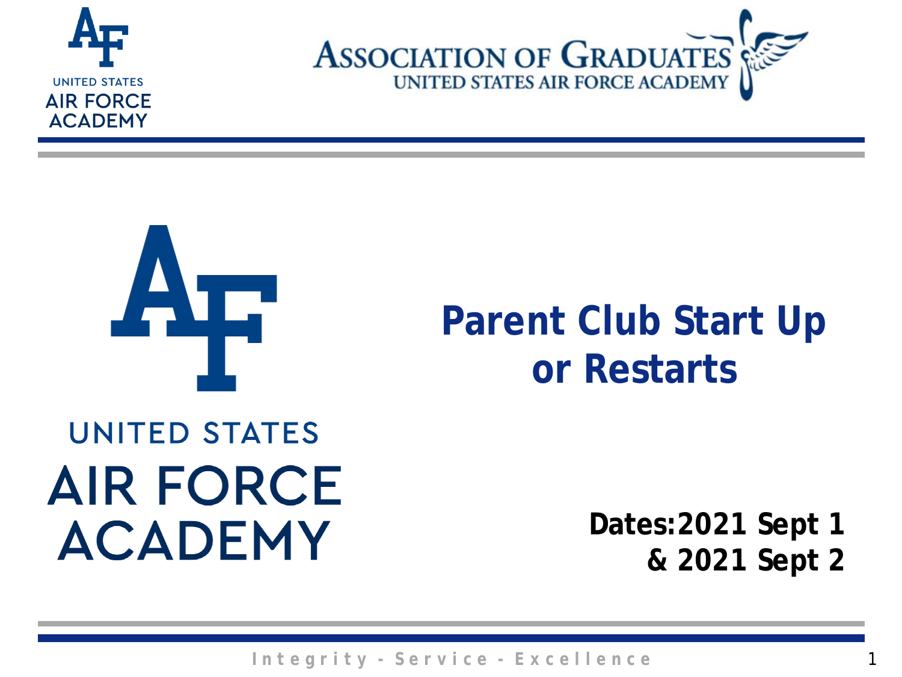UNITED STATES AIR FORCE ACADEMY

ASSOCIATION OF GRADUATES
UNITED STATES AIR FORCE ACADEMY

# Parent Club Start Up or Restarts

UNITED STATES AIR FORCE ACADEMY

**Dates: 2021 Sept 1 & 2021 Sept 2**

Integrity - Service - Excellence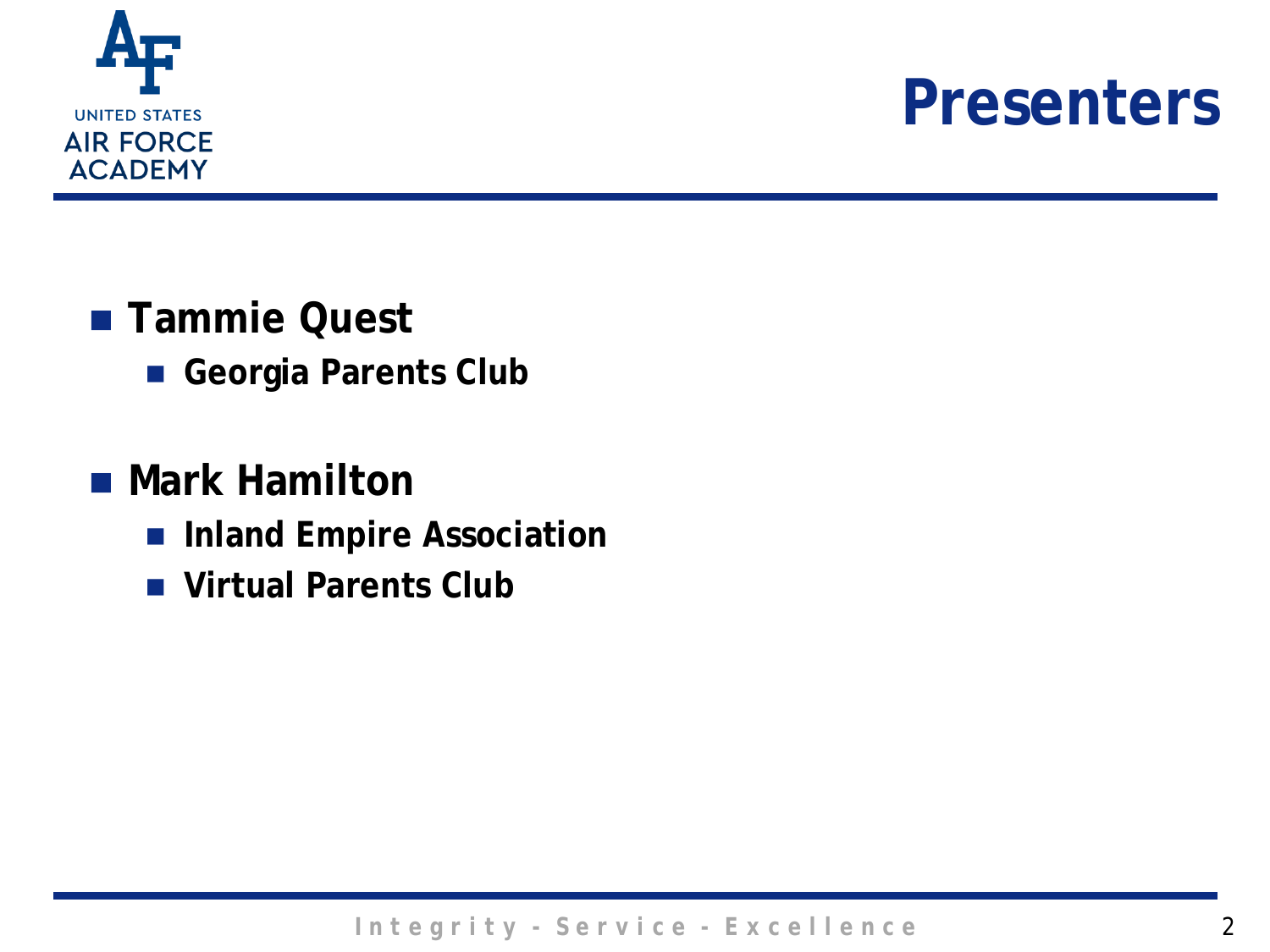# Presenters

- **Tammie Quest**
  - **Georgia Parents Club**
- **Mark Hamilton**
  - **Inland Empire Association**
  - **Virtual Parents Club**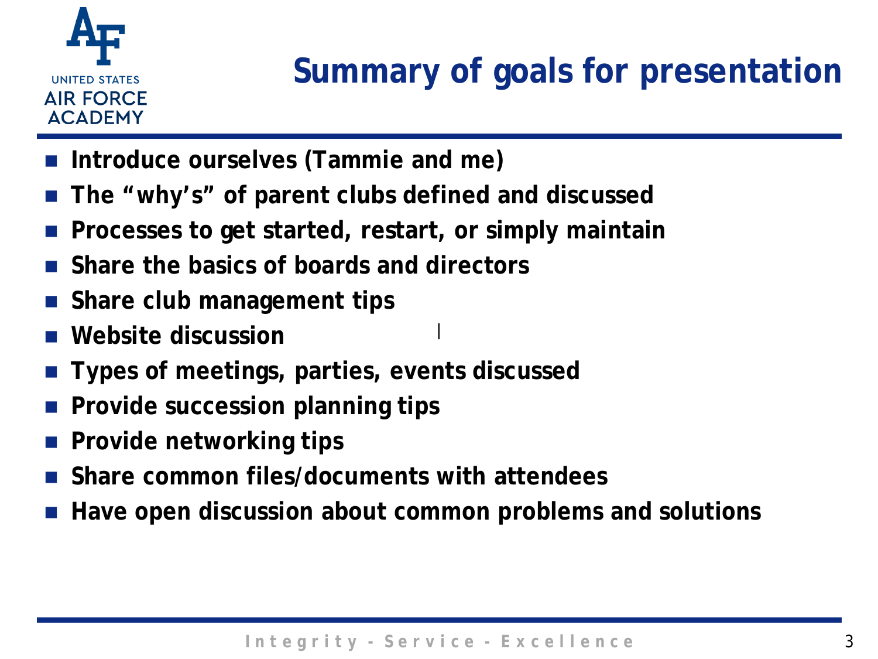# Summary of goals for presentation

- Introduce ourselves (Tammie and me)
- The "why's" of parent clubs defined and discussed
- Processes to get started, restart, or simply maintain
- Share the basics of boards and directors
- Share club management tips
- Website discussion
- Types of meetings, parties, events discussed
- Provide succession planning tips
- Provide networking tips
- Share common files/documents with attendees
- Have open discussion about common problems and solutions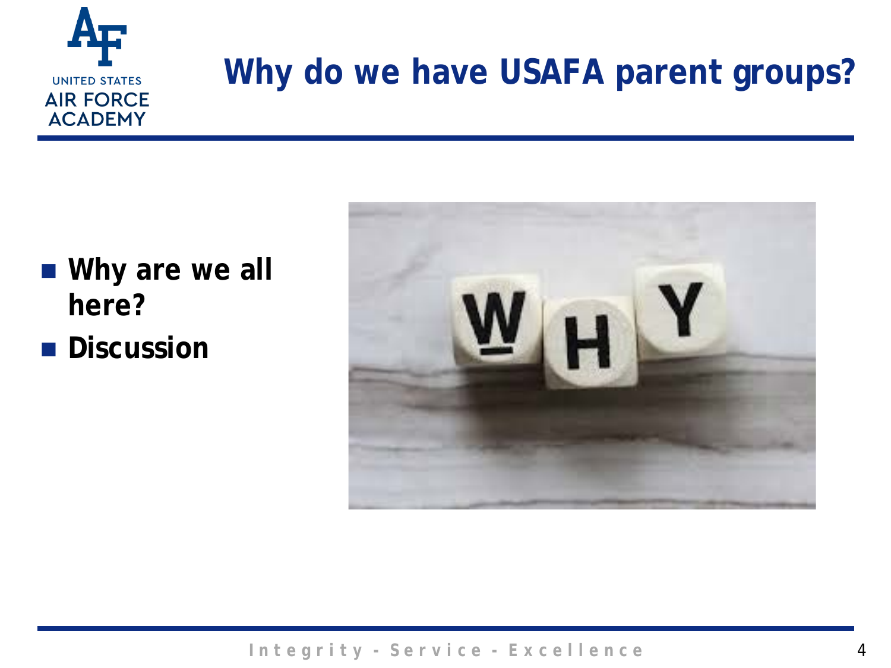# Why do we have USAFA parent groups?

- **Why are we all here?**
- **Discussion**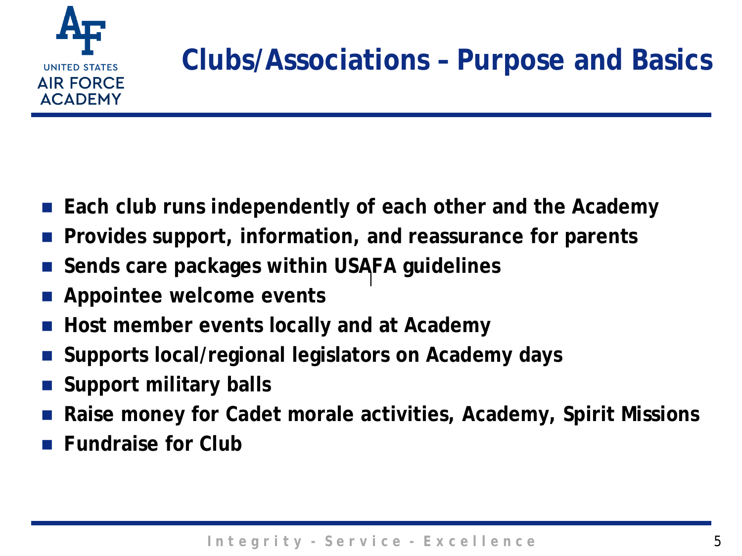# Clubs/Associations – Purpose and Basics

- Each club runs independently of each other and the Academy
- Provides support, information, and reassurance for parents
- Sends care packages within USAFA guidelines
- Appointee welcome events
- Host member events locally and at Academy
- Supports local/regional legislators on Academy days
- Support military balls
- Raise money for Cadet morale activities, Academy, Spirit Missions
- Fundraise for Club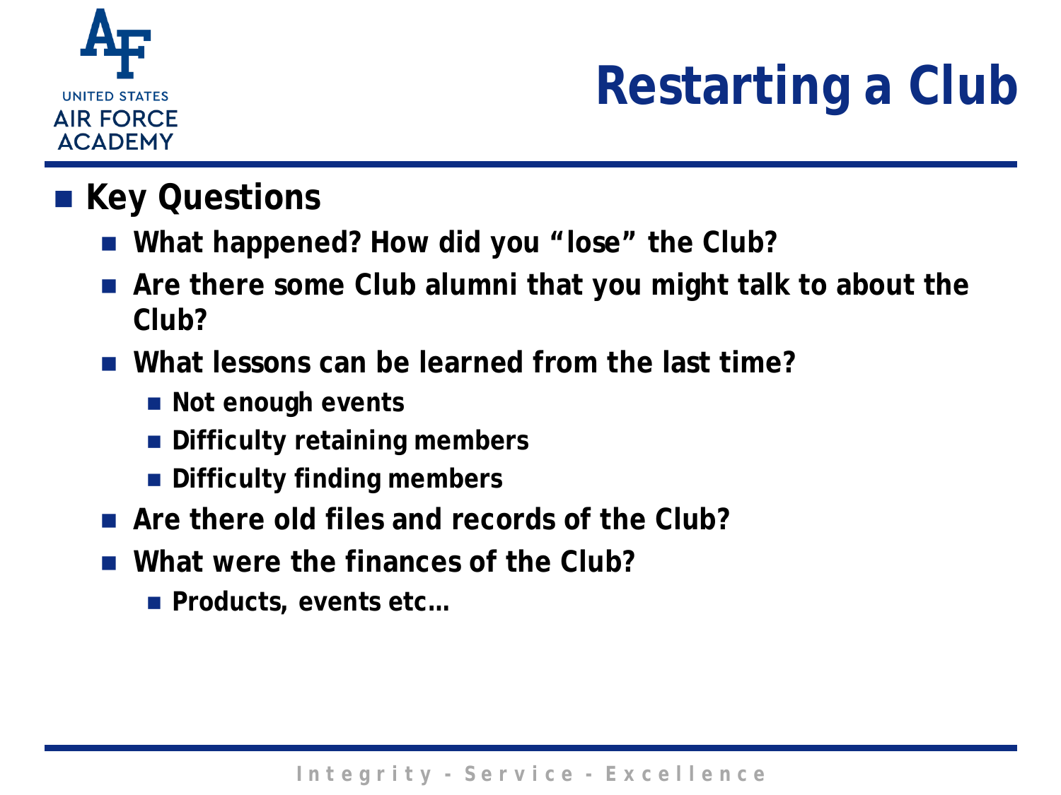# Restarting a Club

- **Key Questions**
  - **What happened? How did you "lose" the Club?**
  - **Are there some Club alumni that you might talk to about the Club?**
  - **What lessons can be learned from the last time?**
    - **Not enough events**
    - **Difficulty retaining members**
    - **Difficulty finding members**
  - **Are there old files and records of the Club?**
  - **What were the finances of the Club?**
    - **Products, events etc…**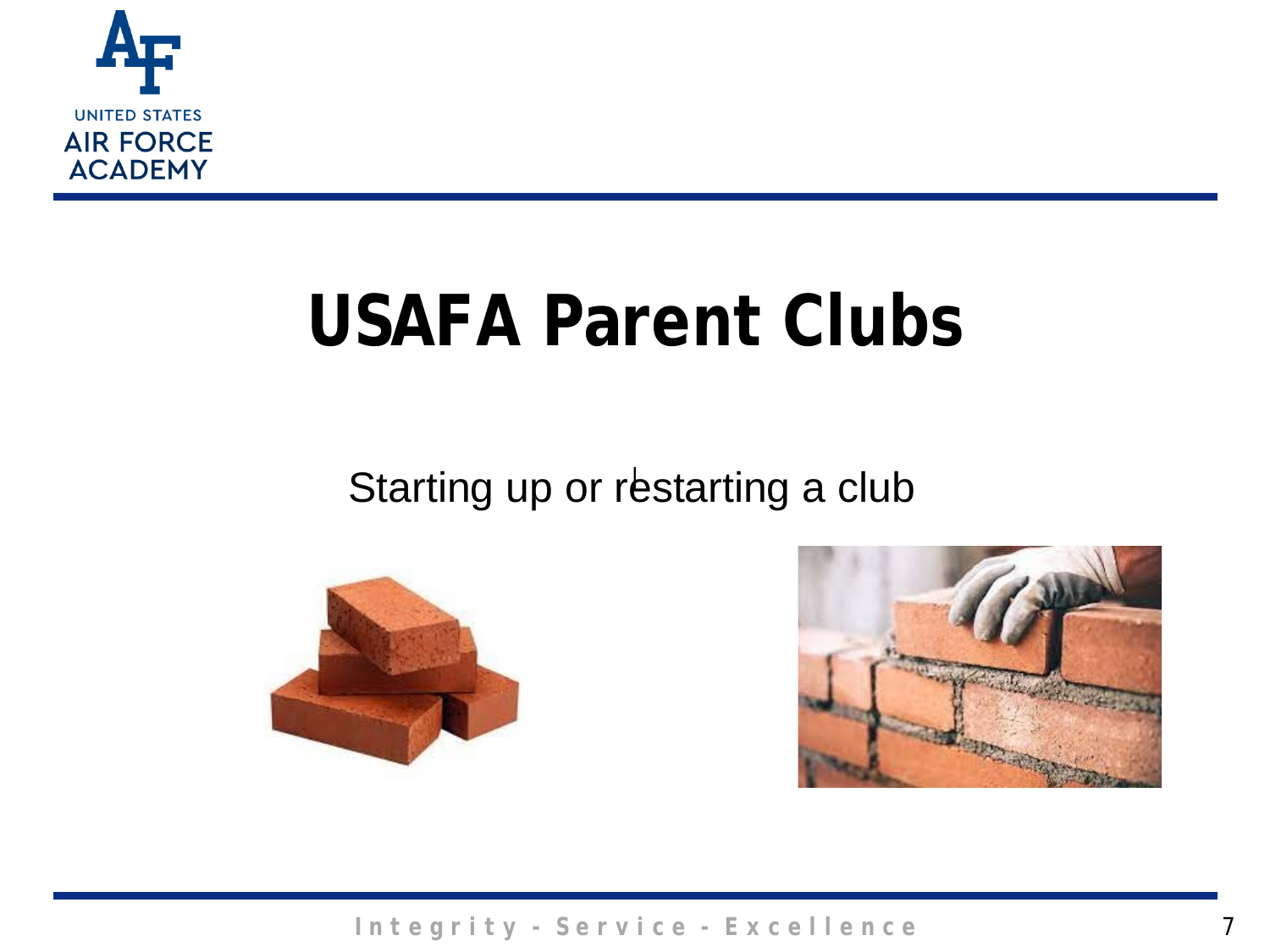# USAFA Parent Clubs

Starting up or restarting a club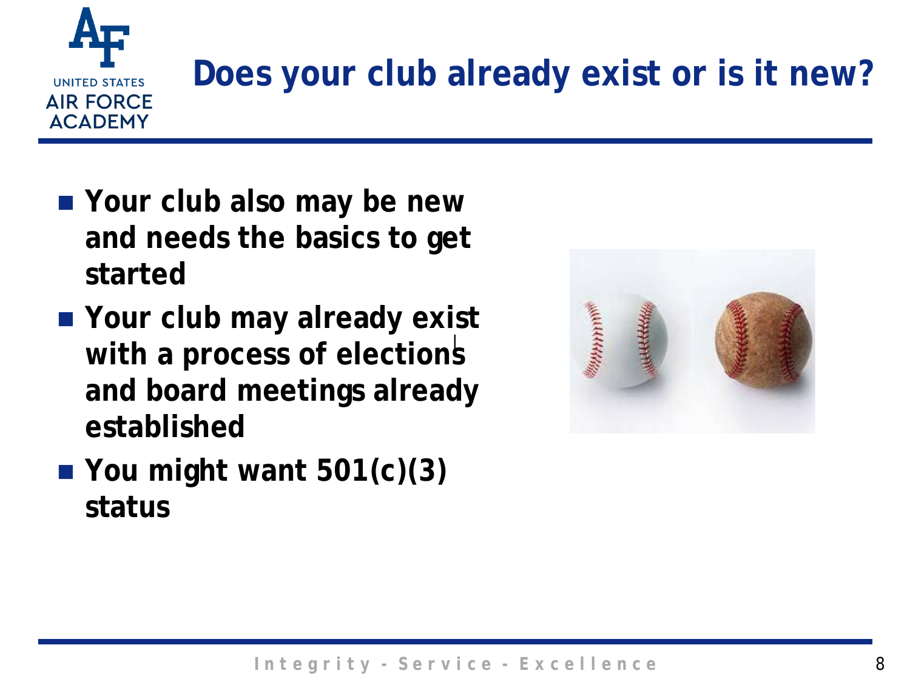# Does your club already exist or is it new?

- **Your club also may be new and needs the basics to get started**
- **Your club may already exist with a process of elections and board meetings already established**
- **You might want 501(c)(3) status**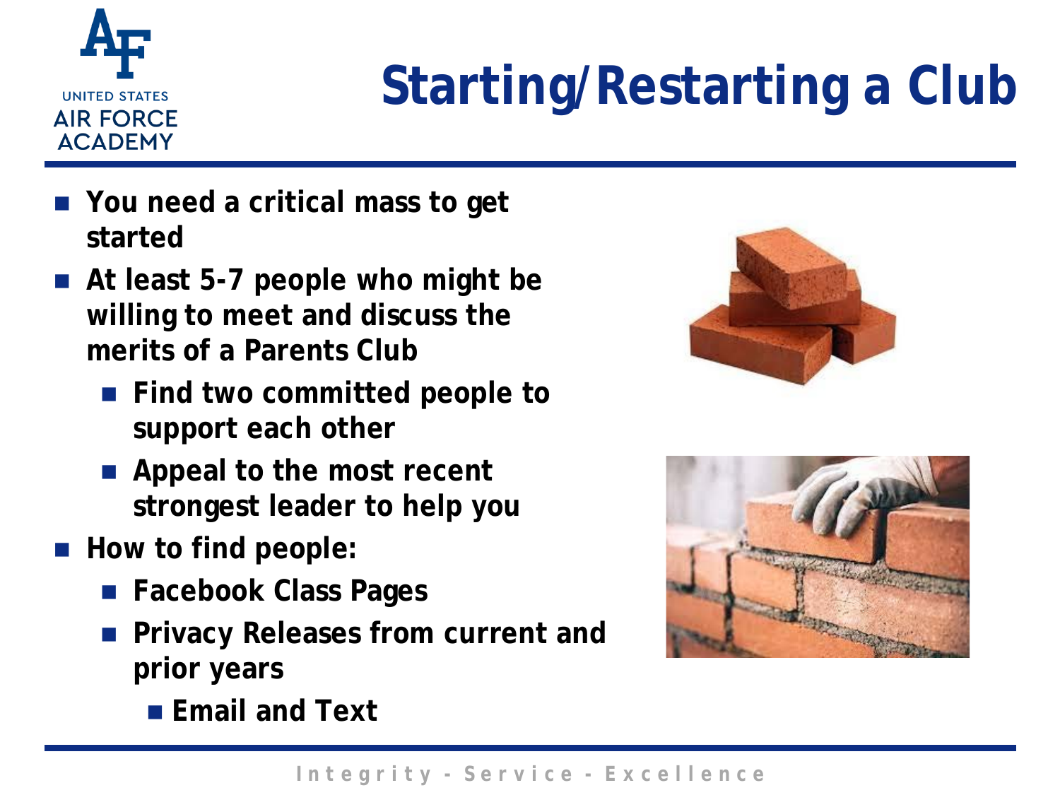# Starting/Restarting a Club

- You need a critical mass to get started
- At least 5-7 people who might be willing to meet and discuss the merits of a Parents Club
  - Find two committed people to support each other
  - Appeal to the most recent strongest leader to help you
- How to find people:
  - Facebook Class Pages
  - Privacy Releases from current and prior years
    - Email and Text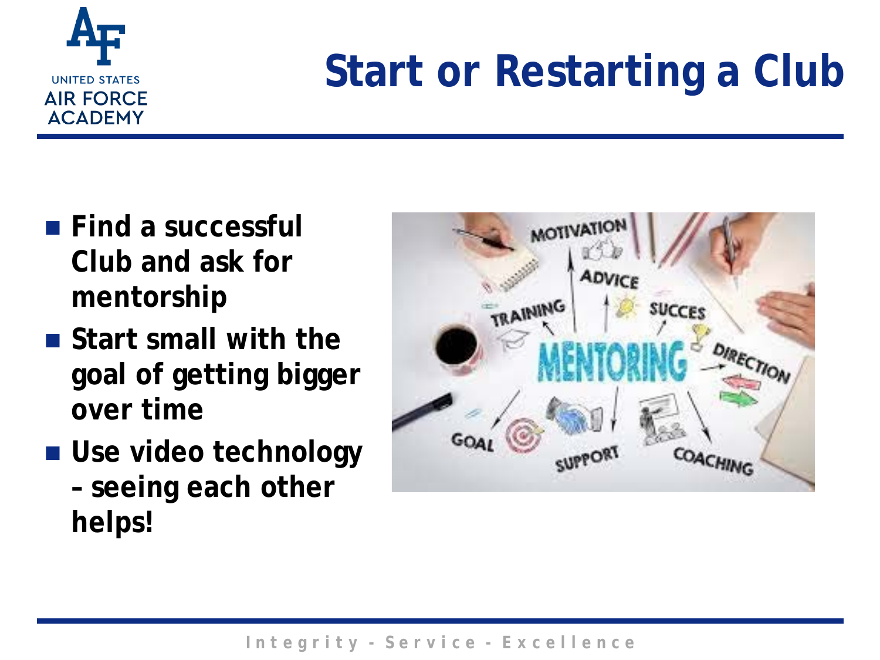# Start or Restarting a Club

- **Find a successful Club and ask for mentorship**
- **Start small with the goal of getting bigger over time**
- **Use video technology – seeing each other helps!**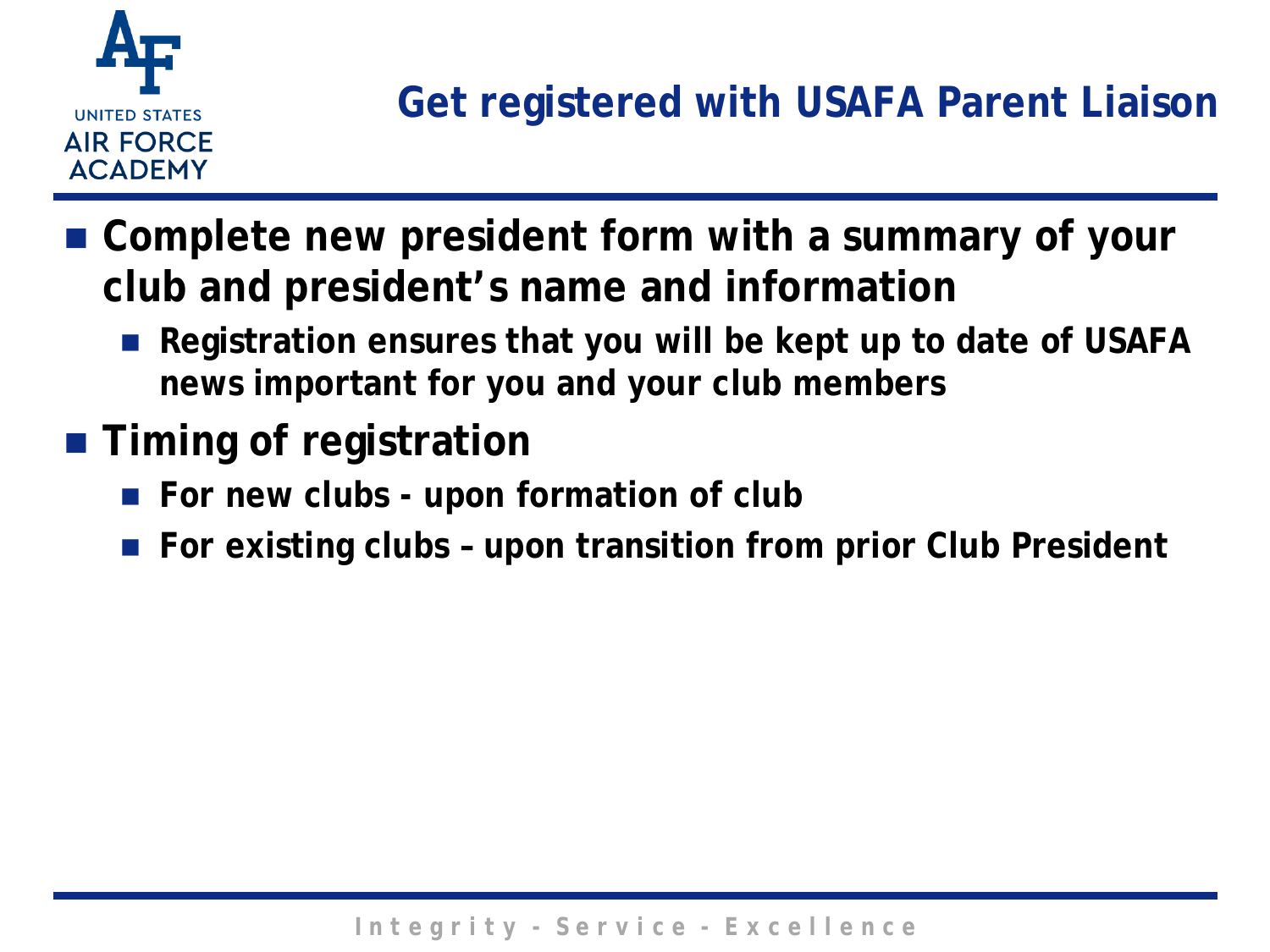## Get registered with USAFA Parent Liaison

- **Complete new president form with a summary of your club and president's name and information**
  - **Registration ensures that you will be kept up to date of USAFA news important for you and your club members**
- **Timing of registration**
  - **For new clubs - upon formation of club**
  - **For existing clubs – upon transition from prior Club President**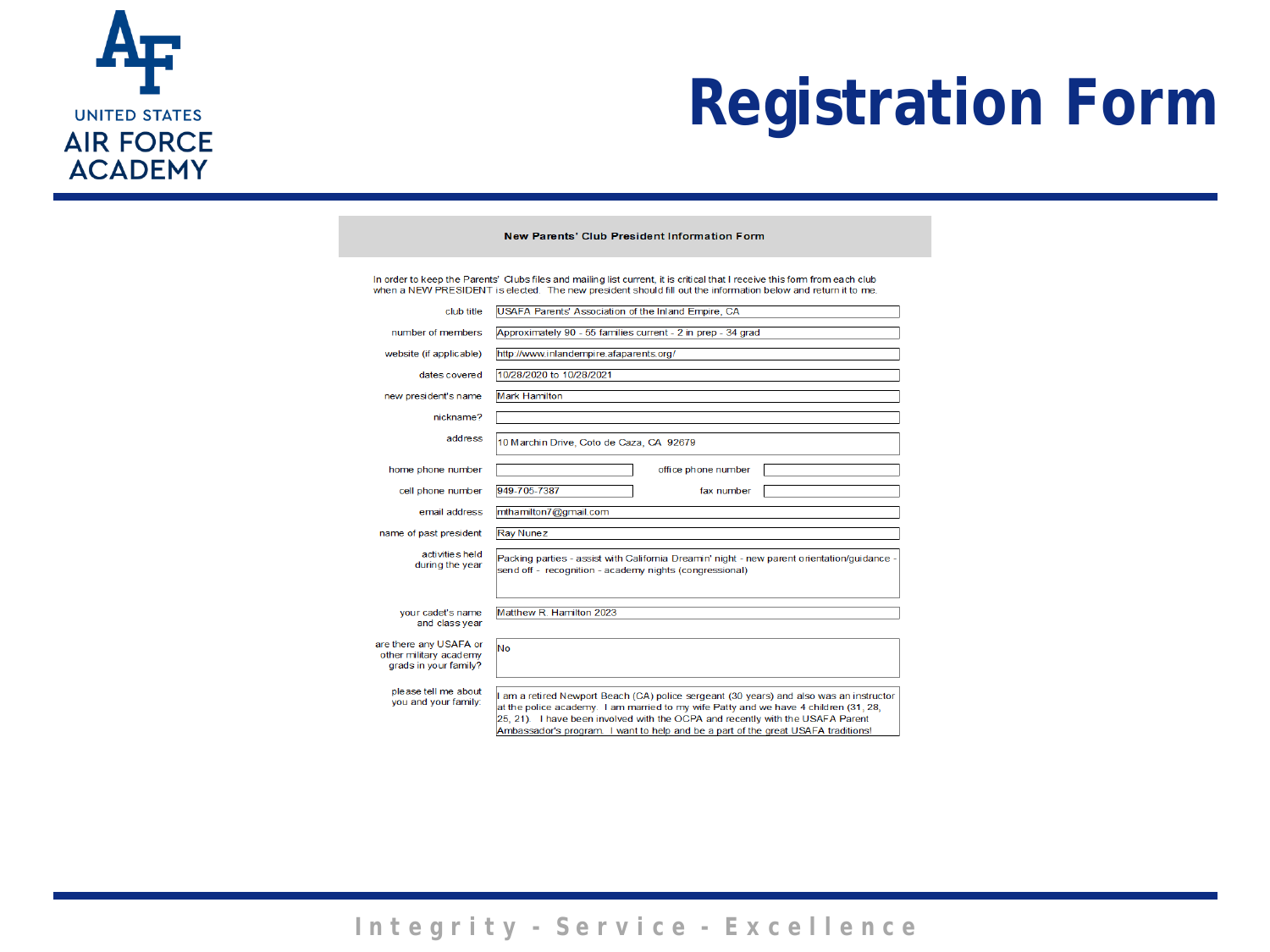# Registration Form

UNITED STATES AIR FORCE ACADEMY

**New Parents' Club President Information Form**

In order to keep the Parents' Clubs files and mailing list current, it is critical that I receive this form from each club when a NEW PRESIDENT is elected. The new president should fill out the information below and return it to me.

| Field | Response |
|---|---|
| club title | USAFA Parents' Association of the Inland Empire, CA |
| number of members | Approximately 90 - 55 families current - 2 in prep - 34 grad |
| website (if applicable) | http://www.inlandempire.afaparents.org/ |
| dates covered | 10/28/2020 to 10/28/2021 |
| new president's name | Mark Hamilton |
| nickname? | |
| address | 10 Marchin Drive, Coto de Caza, CA 92679 |
| home phone number | |
| office phone number | |
| cell phone number | 949-705-7387 |
| fax number | |
| email address | mthamilton7@gmail.com |
| name of past president | Ray Nunez |
| activities held during the year | Packing parties - assist with California Dreamin' night - new parent orientation/guidance - send off - recognition - academy nights (congressional) |
| your cadet's name and class year | Matthew R. Hamilton 2023 |
| are there any USAFA or other military academy grads in your family? | No |
| please tell me about you and your family: | I am a retired Newport Beach (CA) police sergeant (30 years) and also was an instructor at the police academy. I am married to my wife Patty and we have 4 children (31, 28, 25, 21). I have been involved with the OCPA and recently with the USAFA Parent Ambassador's program. I want to help and be a part of the great USAFA traditions! |

Integrity - Service - Excellence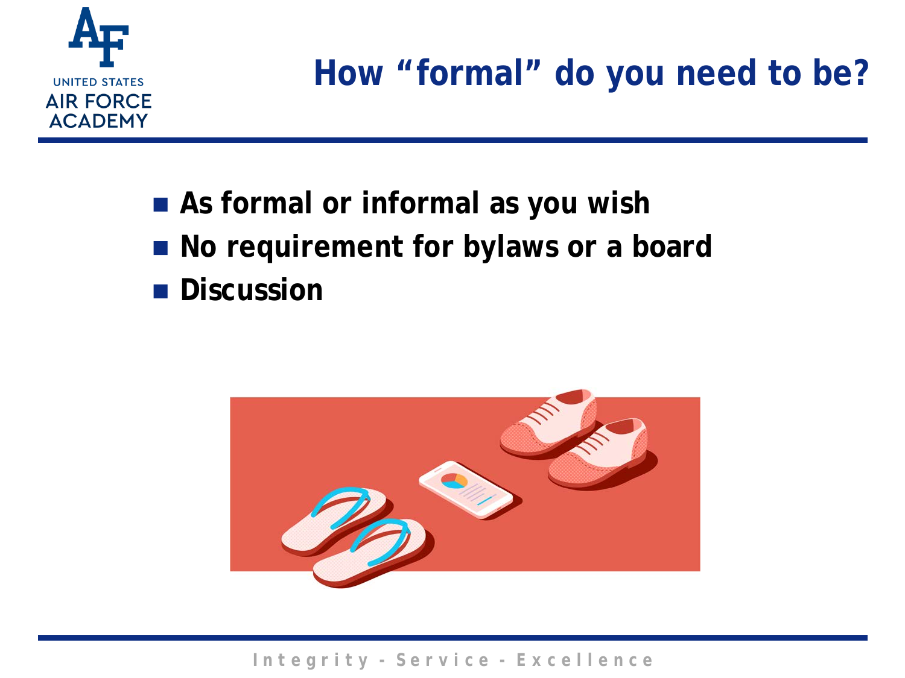## How "formal" do you need to be?

- As formal or informal as you wish
- No requirement for bylaws or a board
- Discussion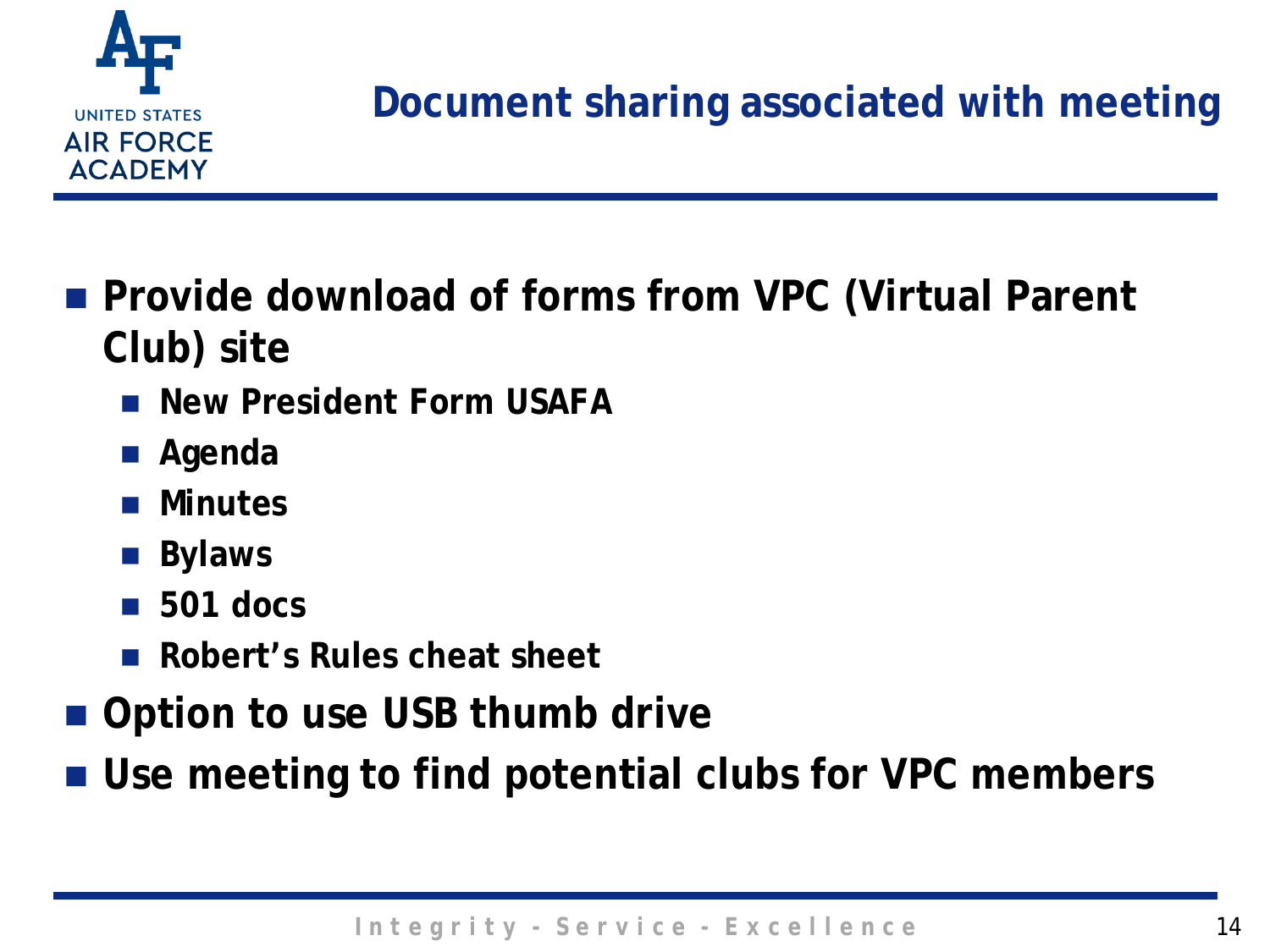## Document sharing associated with meeting

- Provide download of forms from VPC (Virtual Parent Club) site
  - New President Form USAFA
  - Agenda
  - Minutes
  - Bylaws
  - 501 docs
  - Robert's Rules cheat sheet
- Option to use USB thumb drive
- Use meeting to find potential clubs for VPC members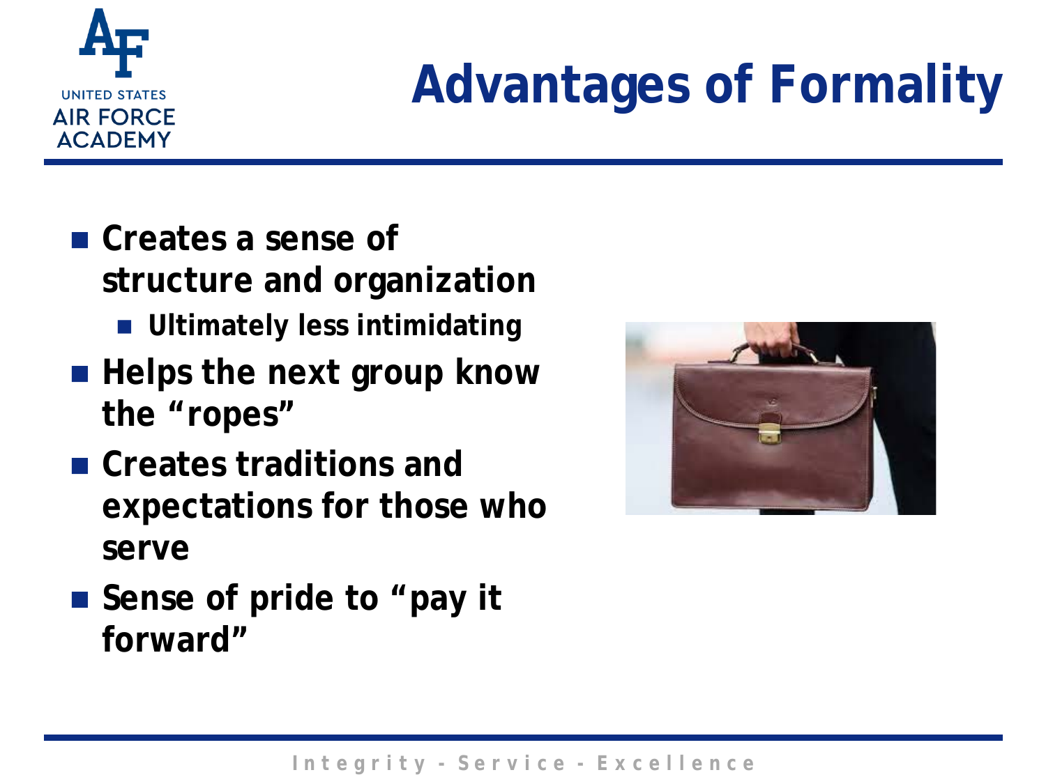# Advantages of Formality

- Creates a sense of structure and organization
  - Ultimately less intimidating
- Helps the next group know the "ropes"
- Creates traditions and expectations for those who serve
- Sense of pride to "pay it forward"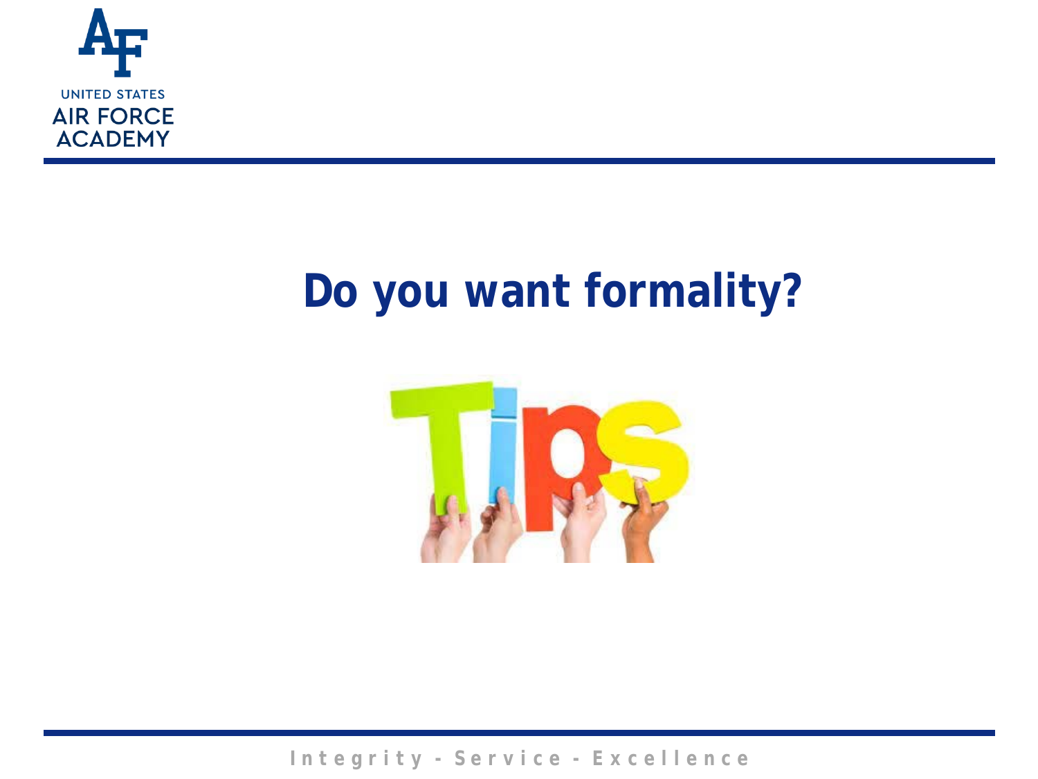# Do you want formality?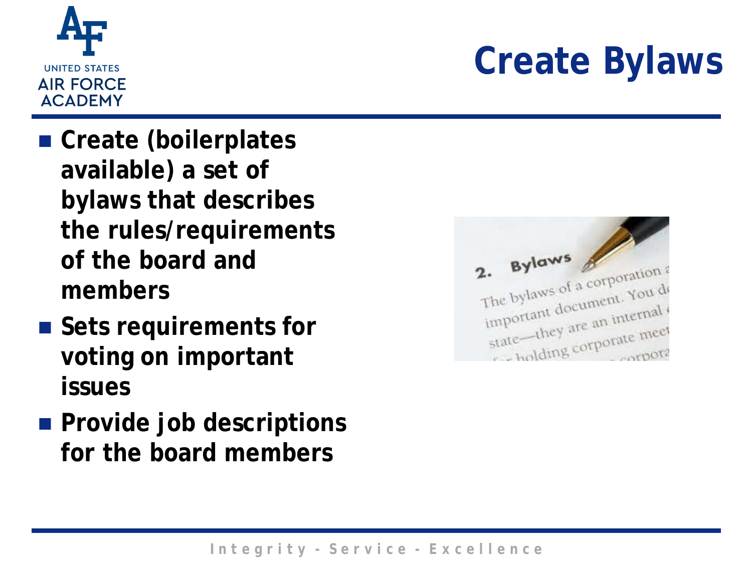# Create Bylaws

- **Create (boilerplates available) a set of bylaws that describes the rules/requirements of the board and members**
- **Sets requirements for voting on important issues**
- **Provide job descriptions for the board members**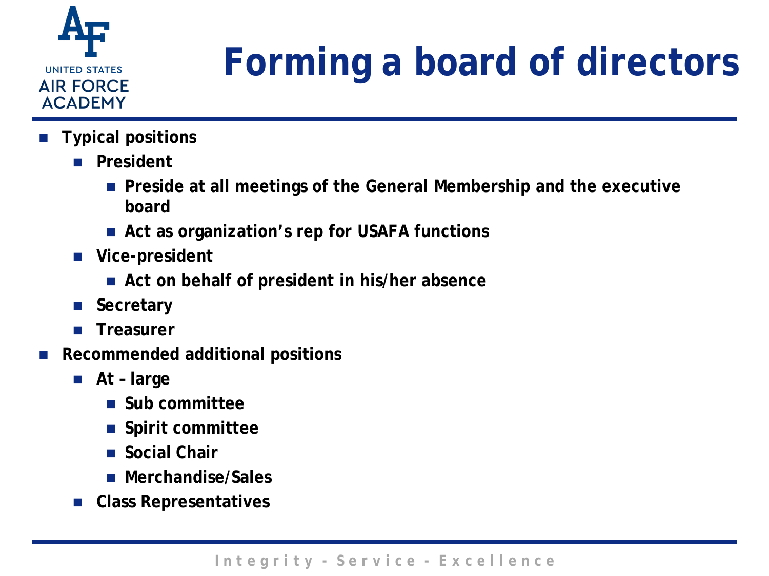# Forming a board of directors

- Typical positions
  - President
    - Preside at all meetings of the General Membership and the executive board
    - Act as organization's rep for USAFA functions
  - Vice-president
    - Act on behalf of president in his/her absence
  - Secretary
  - Treasurer
- Recommended additional positions
  - At – large
    - Sub committee
    - Spirit committee
    - Social Chair
    - Merchandise/Sales
  - Class Representatives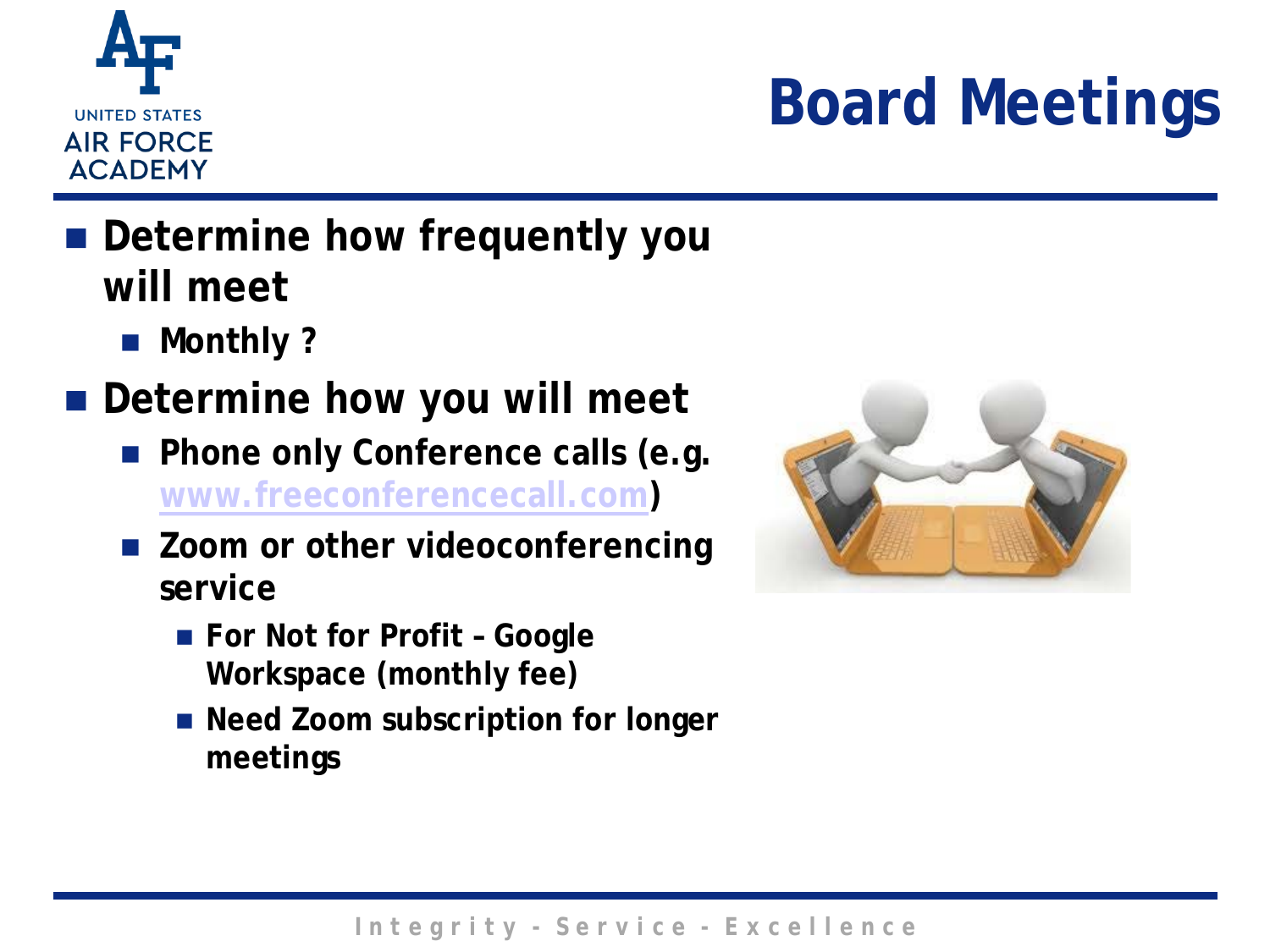# Board Meetings

- **Determine how frequently you will meet**
  - **Monthly ?**
- **Determine how you will meet**
  - **Phone only Conference calls (e.g. www.freeconferencecall.com)**
  - **Zoom or other videoconferencing service**
    - **For Not for Profit – Google Workspace (monthly fee)**
    - **Need Zoom subscription for longer meetings**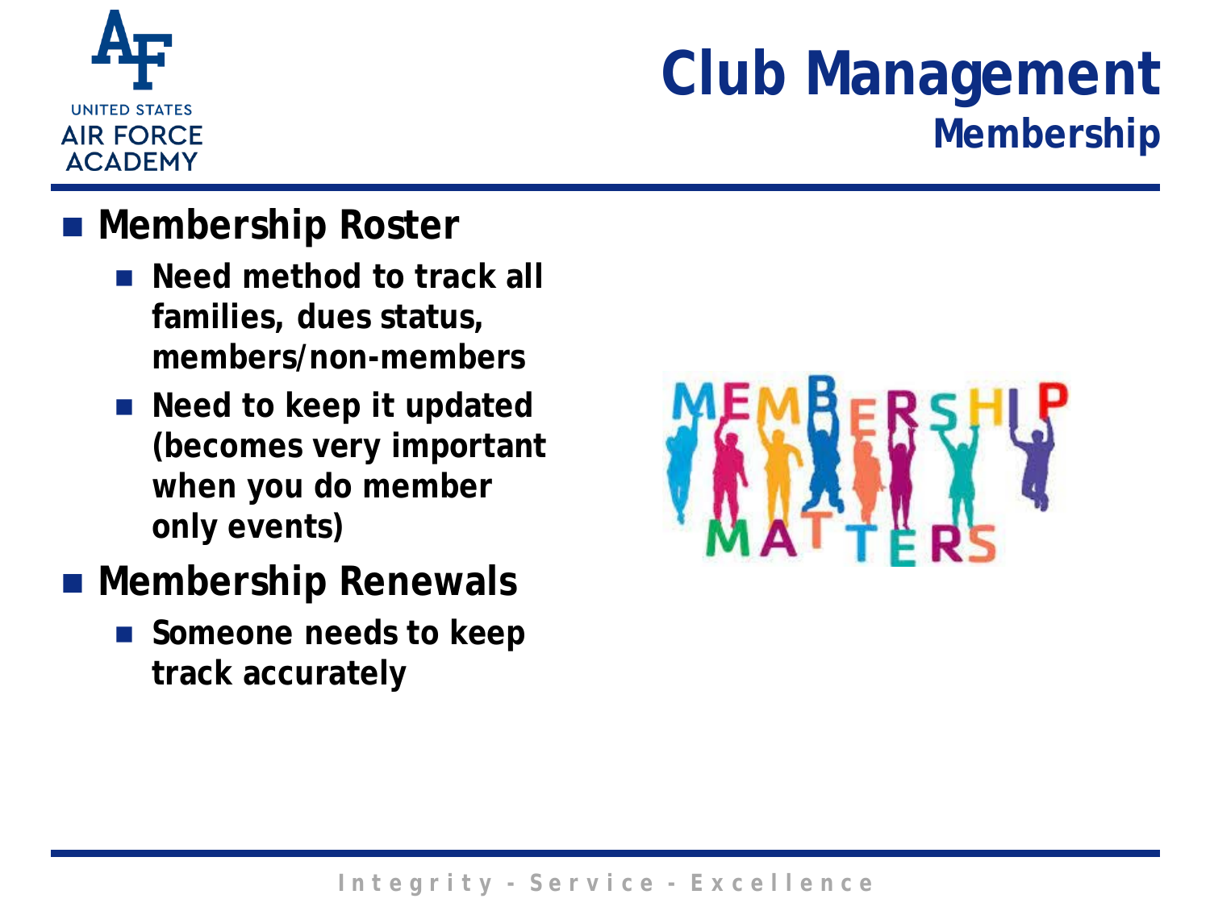# Club Management

## Membership

- **Membership Roster**
  - **Need method to track all families, dues status, members/non-members**
  - **Need to keep it updated (becomes very important when you do member only events)**
- **Membership Renewals**
  - **Someone needs to keep track accurately**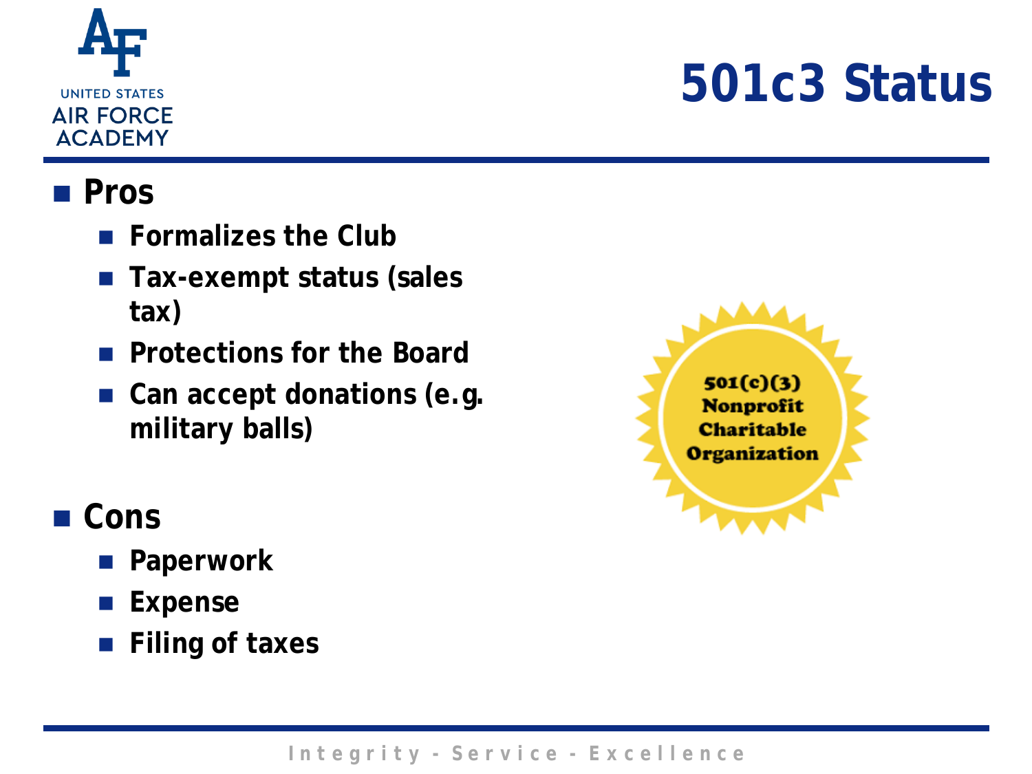# 501c3 Status

- **Pros**
  - **Formalizes the Club**
  - **Tax-exempt status (sales tax)**
  - **Protections for the Board**
  - **Can accept donations (e.g. military balls)**
- **Cons**
  - **Paperwork**
  - **Expense**
  - **Filing of taxes**

501(c)(3) Nonprofit Charitable Organization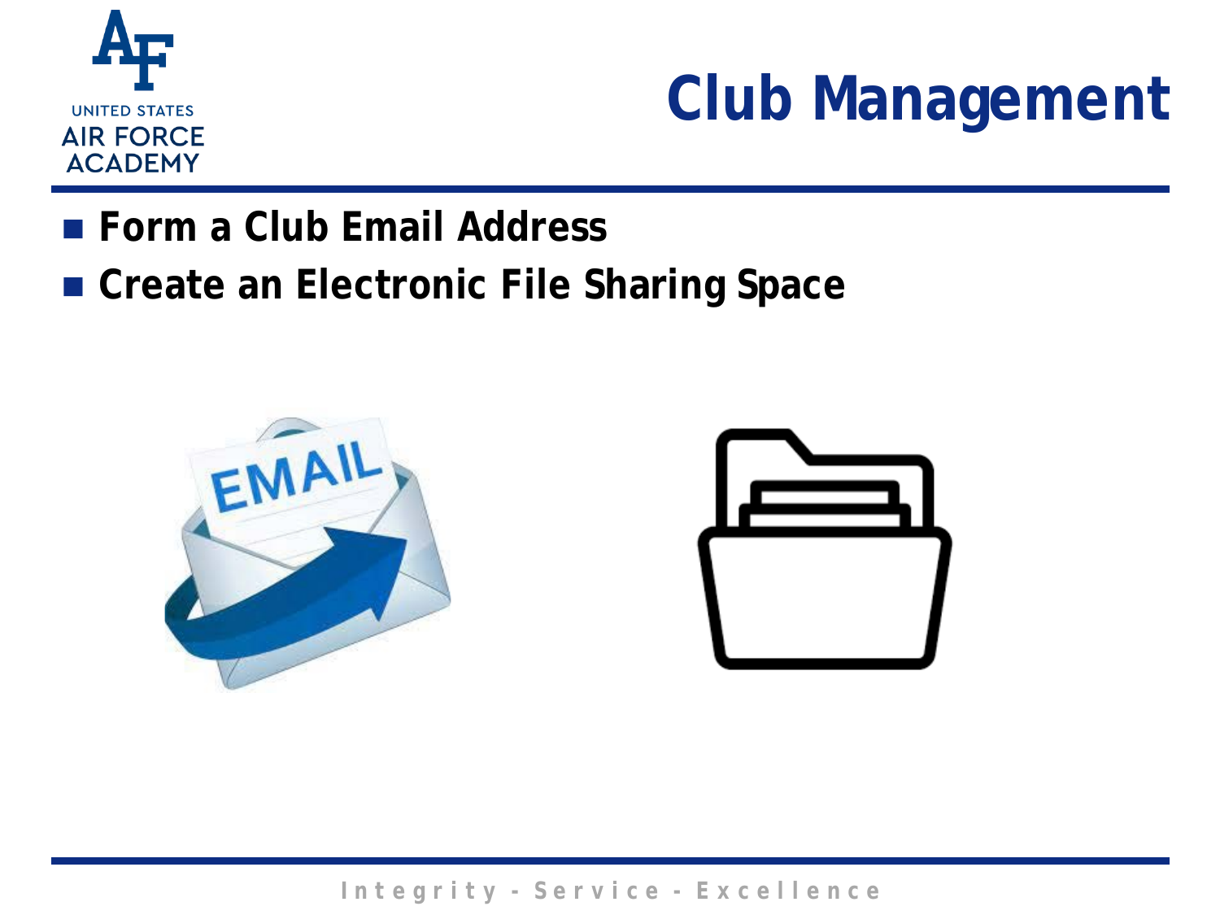# Club Management

- Form a Club Email Address
- Create an Electronic File Sharing Space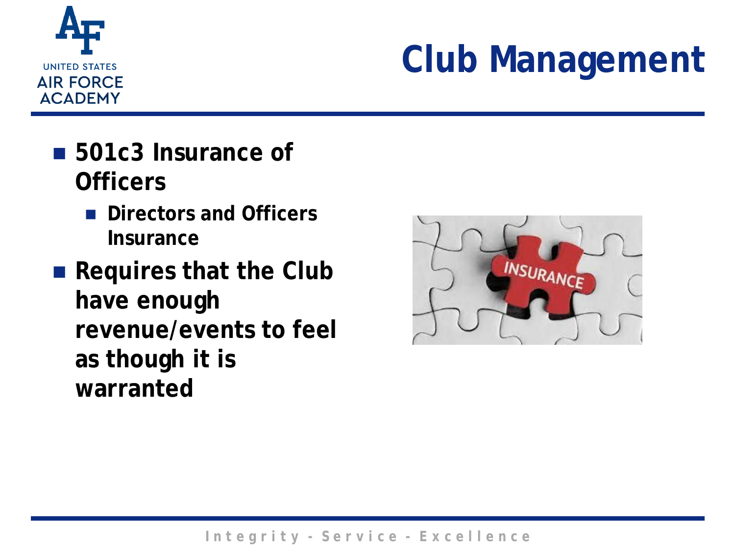# Club Management

- **501c3 Insurance of Officers**
  - **Directors and Officers Insurance**
- **Requires that the Club have enough revenue/events to feel as though it is warranted**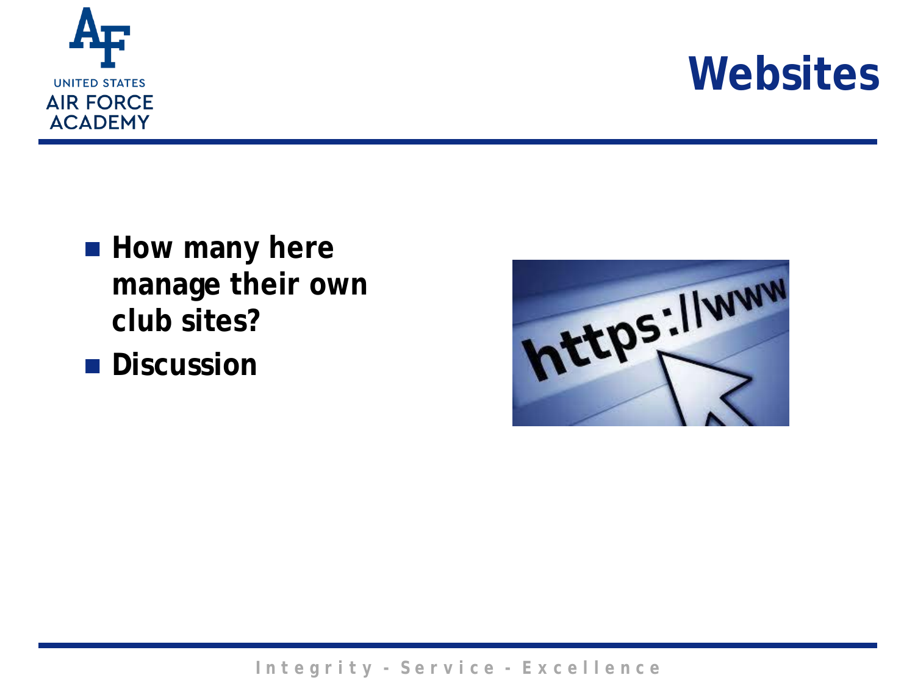# Websites

- How many here manage their own club sites?
- Discussion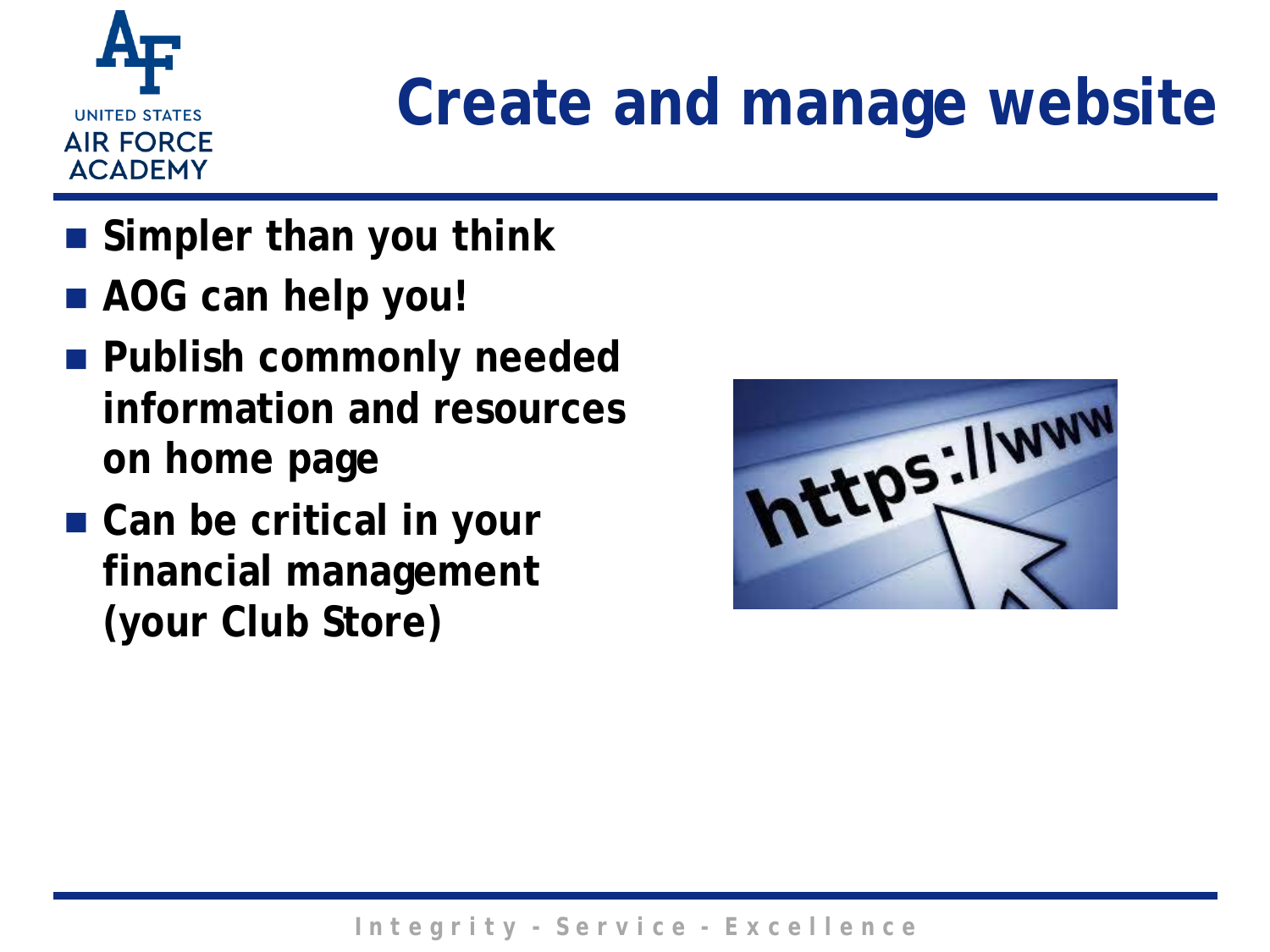# Create and manage website

- Simpler than you think
- AOG can help you!
- Publish commonly needed information and resources on home page
- Can be critical in your financial management (your Club Store)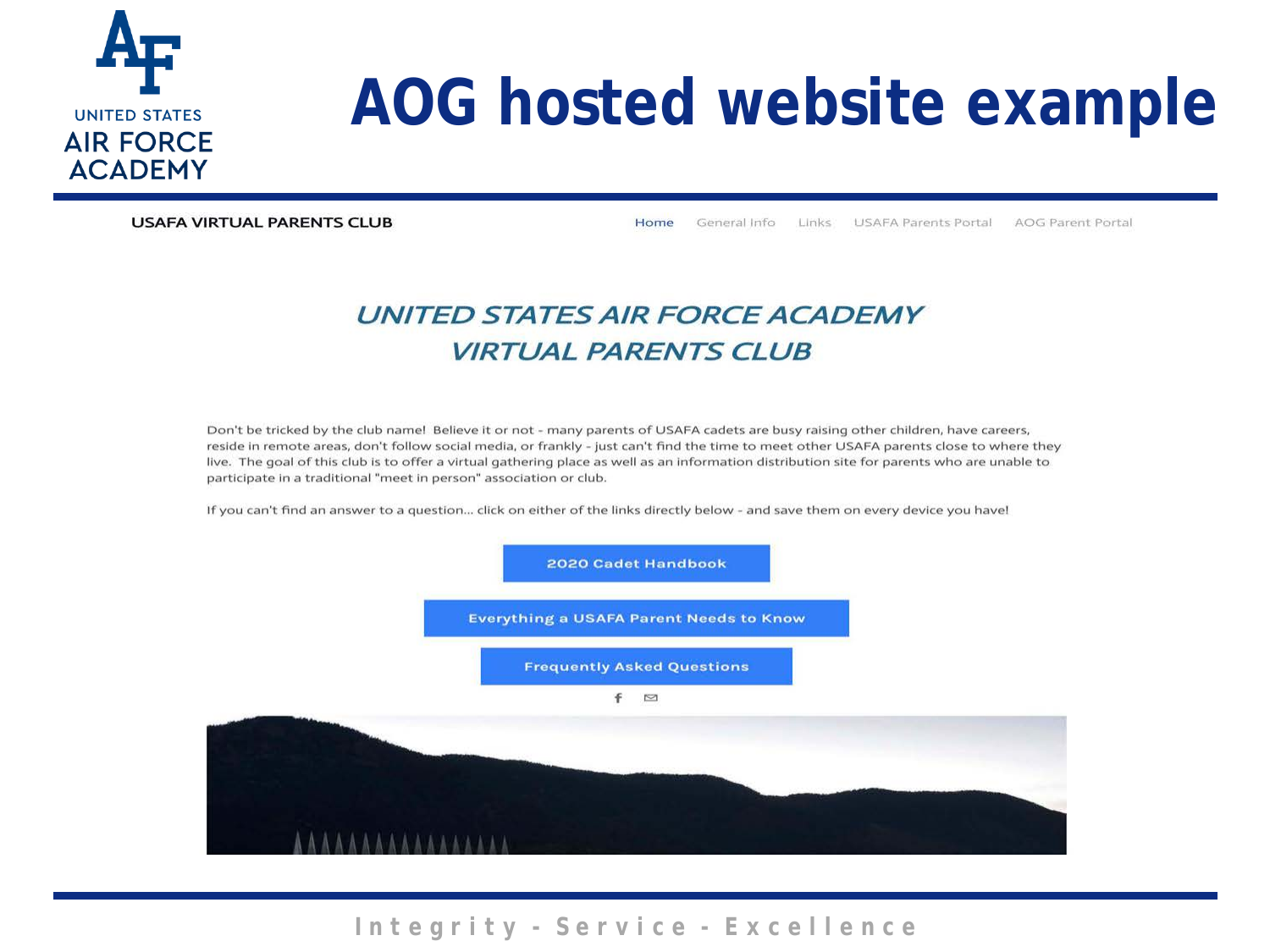# AOG hosted website example

USAFA VIRTUAL PARENTS CLUB

Home | General Info | Links | USAFA Parents Portal | AOG Parent Portal

## *UNITED STATES AIR FORCE ACADEMY VIRTUAL PARENTS CLUB*

Don't be tricked by the club name! Believe it or not - many parents of USAFA cadets are busy raising other children, have careers, reside in remote areas, don't follow social media, or frankly - just can't find the time to meet other USAFA parents close to where they live. The goal of this club is to offer a virtual gathering place as well as an information distribution site for parents who are unable to participate in a traditional "meet in person" association or club.

If you can't find an answer to a question... click on either of the links directly below - and save them on every device you have!

**2020 Cadet Handbook**

**Everything a USAFA Parent Needs to Know**

**Frequently Asked Questions**

Integrity - Service - Excellence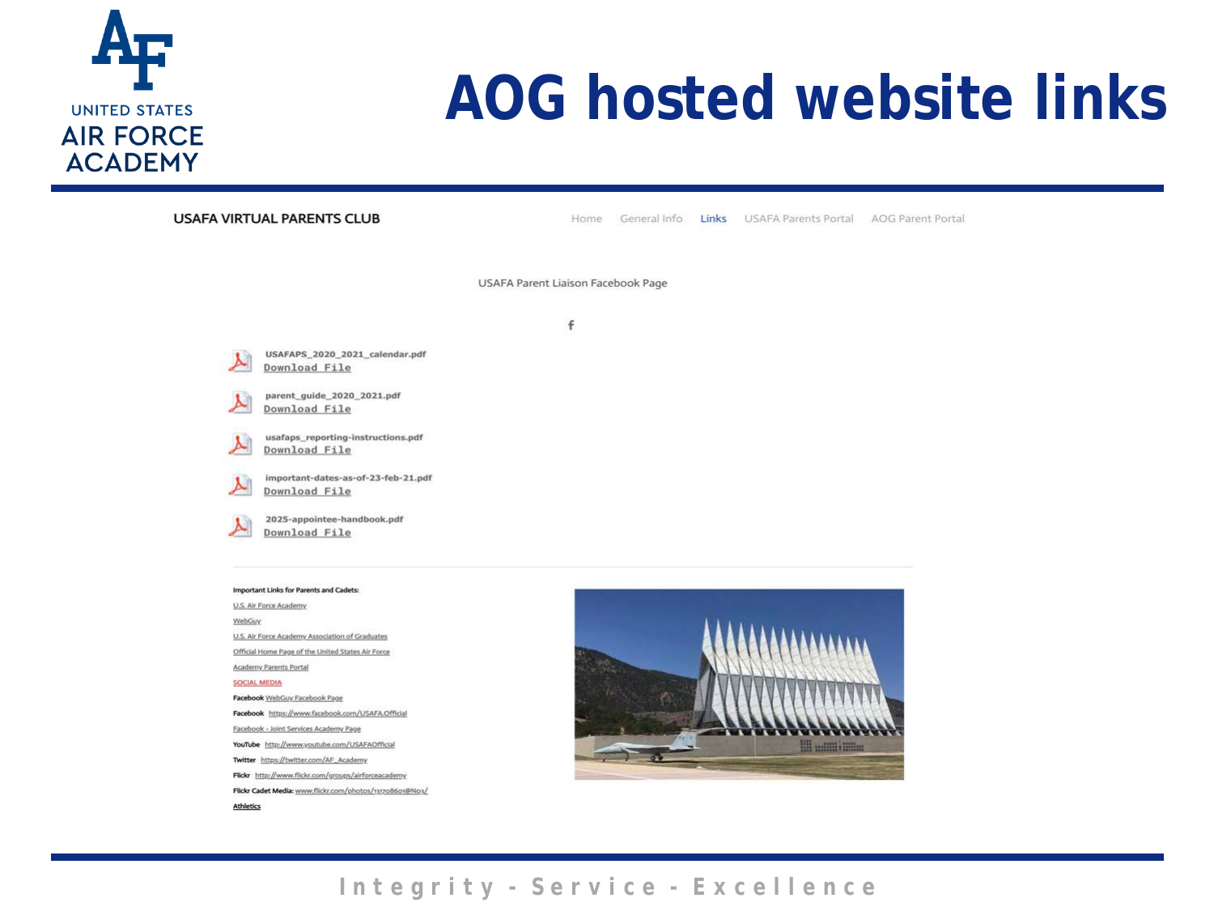# AOG hosted website links

USAFA VIRTUAL PARENTS CLUB

Home | General Info | Links | USAFA Parents Portal | AOG Parent Portal

USAFA Parent Liaison Facebook Page

f

USAFAPS_2020_2021_calendar.pdf
Download File

parent_guide_2020_2021.pdf
Download File

usafaps_reporting-instructions.pdf
Download File

important-dates-as-of-23-feb-21.pdf
Download File

2025-appointee-handbook.pdf
Download File

**Important Links for Parents and Cadets:**

U.S. Air Force Academy

WebGuy

U.S. Air Force Academy Association of Graduates

Official Home Page of the United States Air Force

Academy Parents Portal

SOCIAL MEDIA

**Facebook** WebGuy Facebook Page

**Facebook** https://www.facebook.com/USAFA.Official

Facebook - Joint Services Academy Page

**YouTube** http://www.youtube.com/USAFAOfficial

**Twitter** https://twitter.com/AF_Academy

**Flickr** http://www.flickr.com/groups/airforceacademy

**Flickr Cadet Media:** www.flickr.com/photos/131708601@N03/

**Athletics**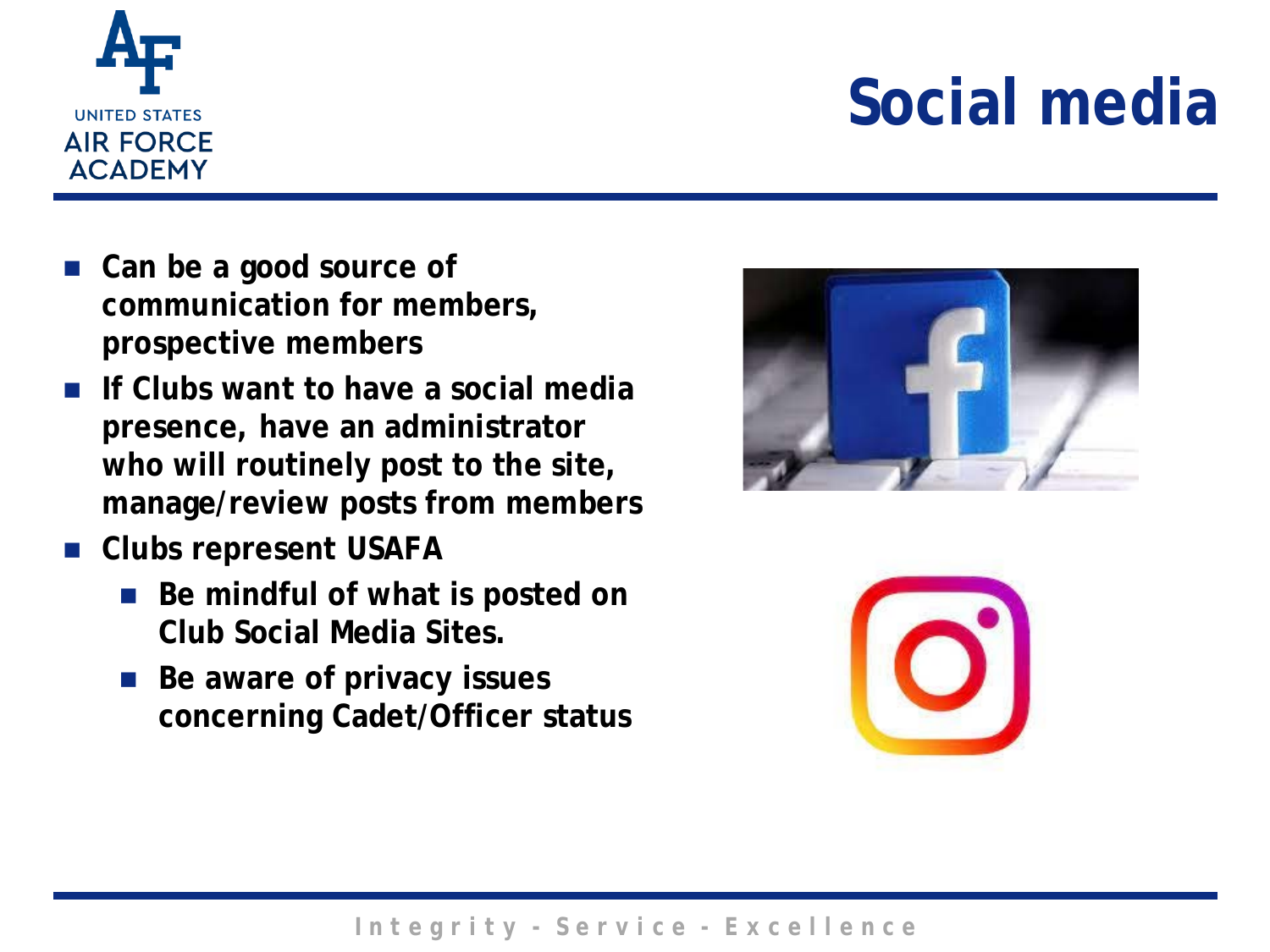# Social media

- Can be a good source of communication for members, prospective members
- If Clubs want to have a social media presence, have an administrator who will routinely post to the site, manage/review posts from members
- Clubs represent USAFA
  - Be mindful of what is posted on Club Social Media Sites.
  - Be aware of privacy issues concerning Cadet/Officer status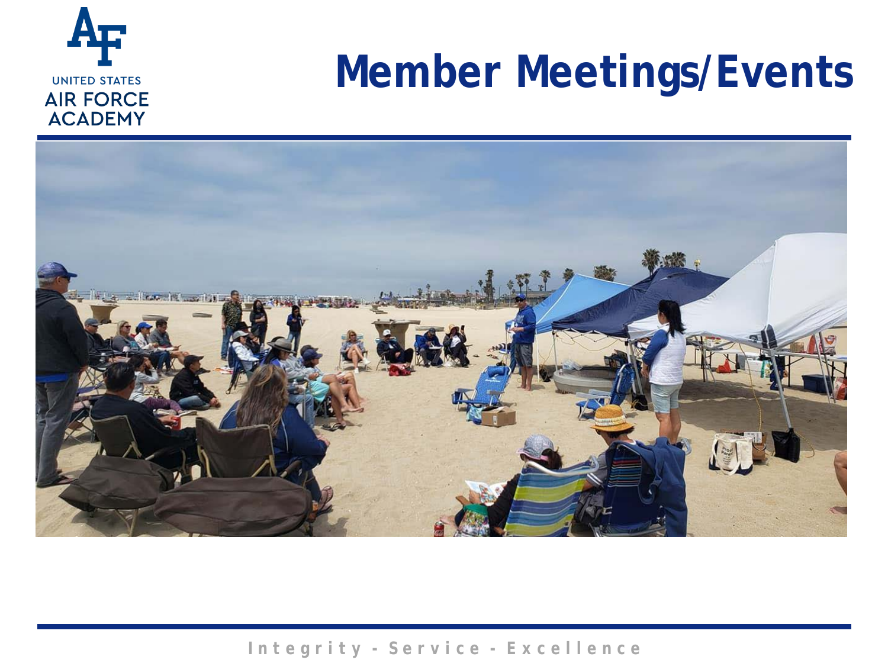# Member Meetings/Events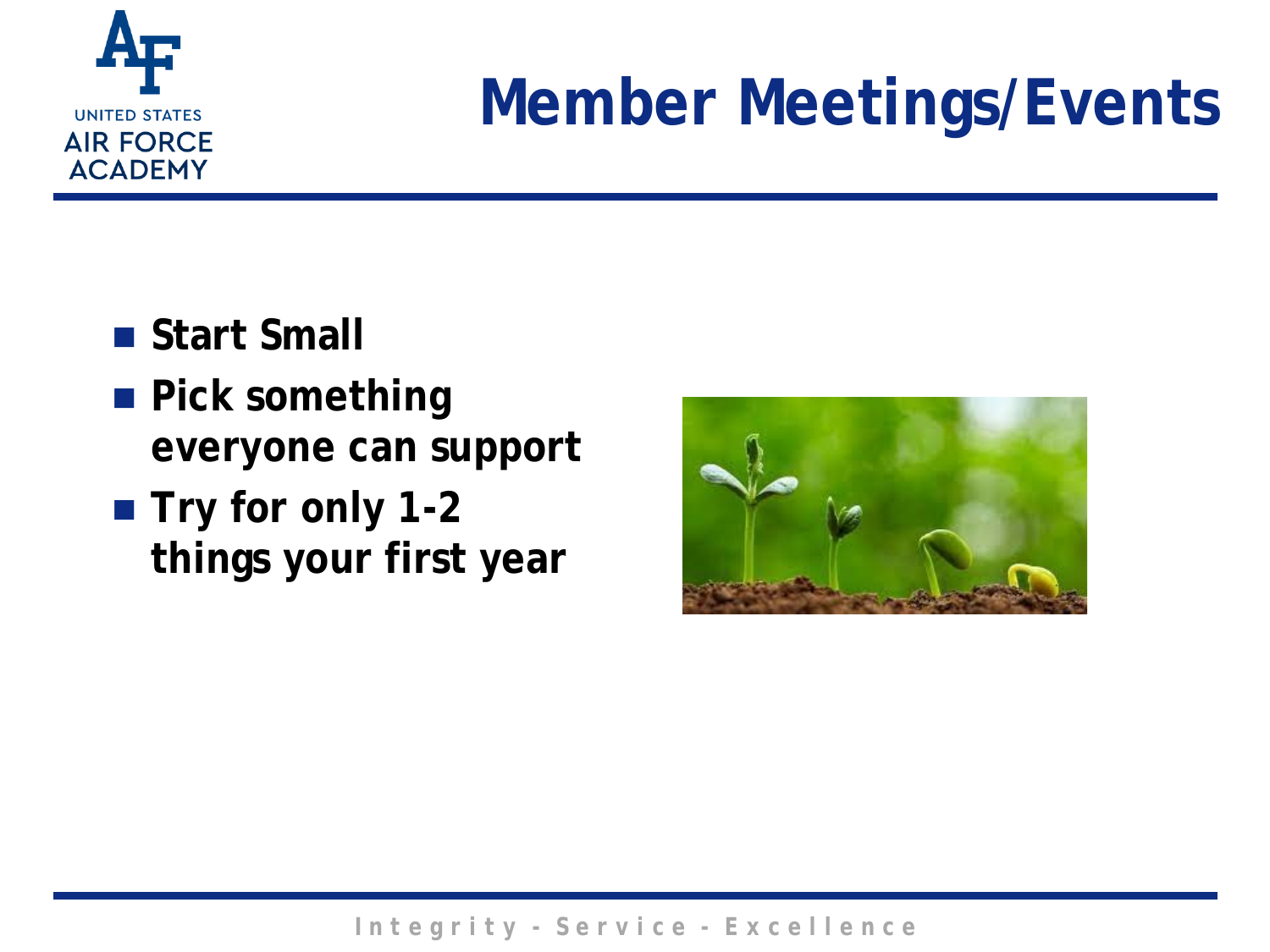# Member Meetings/Events

- Start Small
- Pick something everyone can support
- Try for only 1-2 things your first year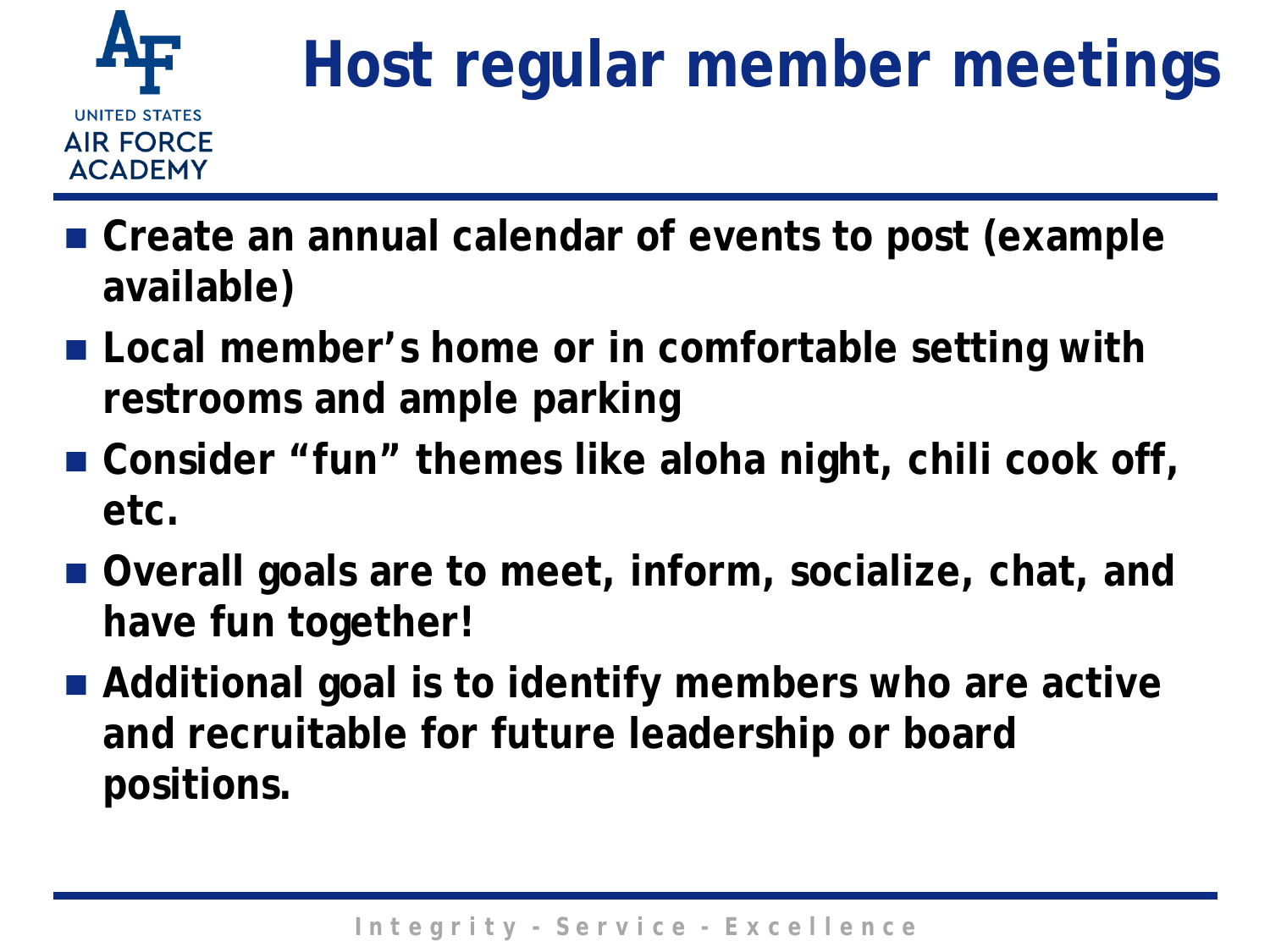# Host regular member meetings

- Create an annual calendar of events to post (example available)
- Local member's home or in comfortable setting with restrooms and ample parking
- Consider "fun" themes like aloha night, chili cook off, etc.
- Overall goals are to meet, inform, socialize, chat, and have fun together!
- Additional goal is to identify members who are active and recruitable for future leadership or board positions.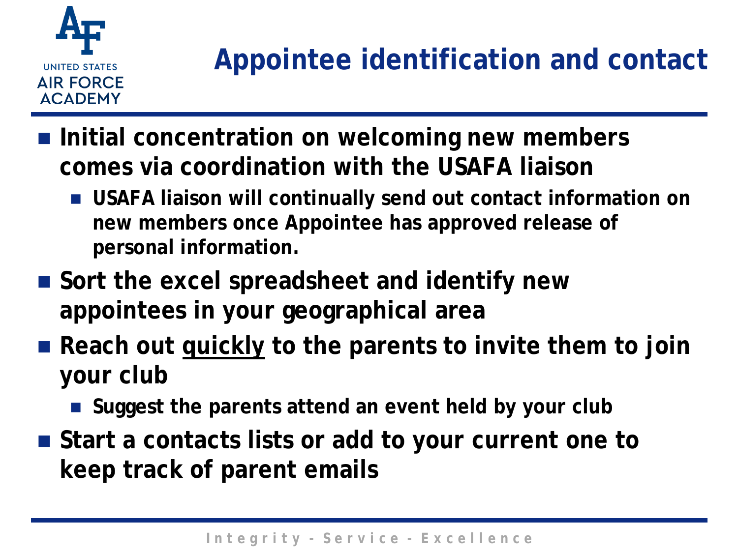# Appointee identification and contact

- **Initial concentration on welcoming new members comes via coordination with the USAFA liaison**
  - **USAFA liaison will continually send out contact information on new members once Appointee has approved release of personal information.**
- **Sort the excel spreadsheet and identify new appointees in your geographical area**
- **Reach out <u>quickly</u> to the parents to invite them to join your club**
  - **Suggest the parents attend an event held by your club**
- **Start a contacts lists or add to your current one to keep track of parent emails**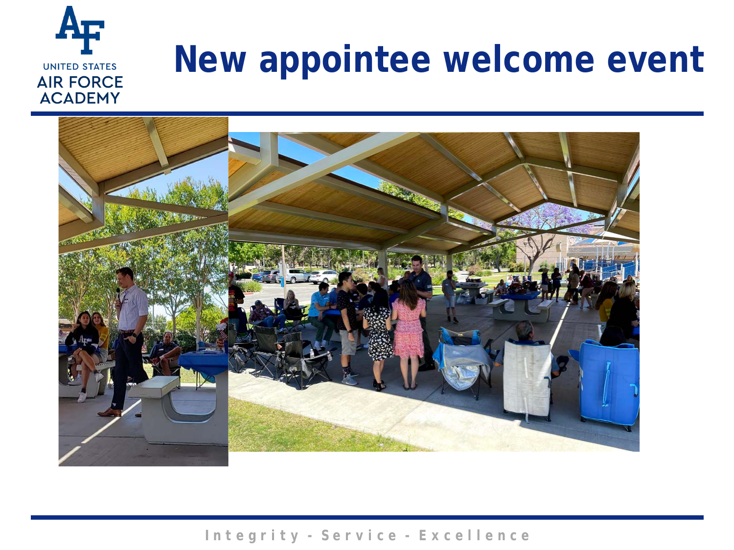# New appointee welcome event

Integrity - Service - Excellence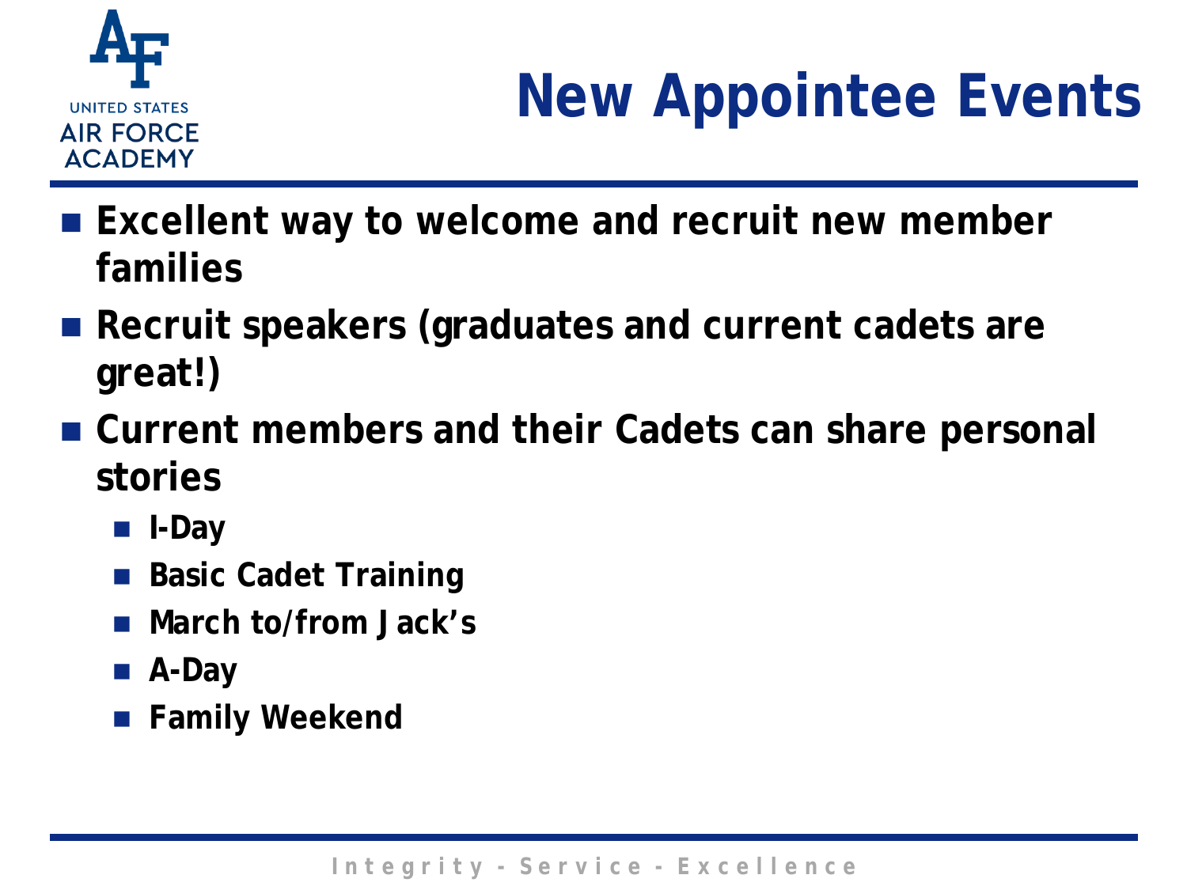# New Appointee Events

- **Excellent way to welcome and recruit new member families**
- **Recruit speakers (graduates and current cadets are great!)**
- **Current members and their Cadets can share personal stories**
  - **I-Day**
  - **Basic Cadet Training**
  - **March to/from Jack's**
  - **A-Day**
  - **Family Weekend**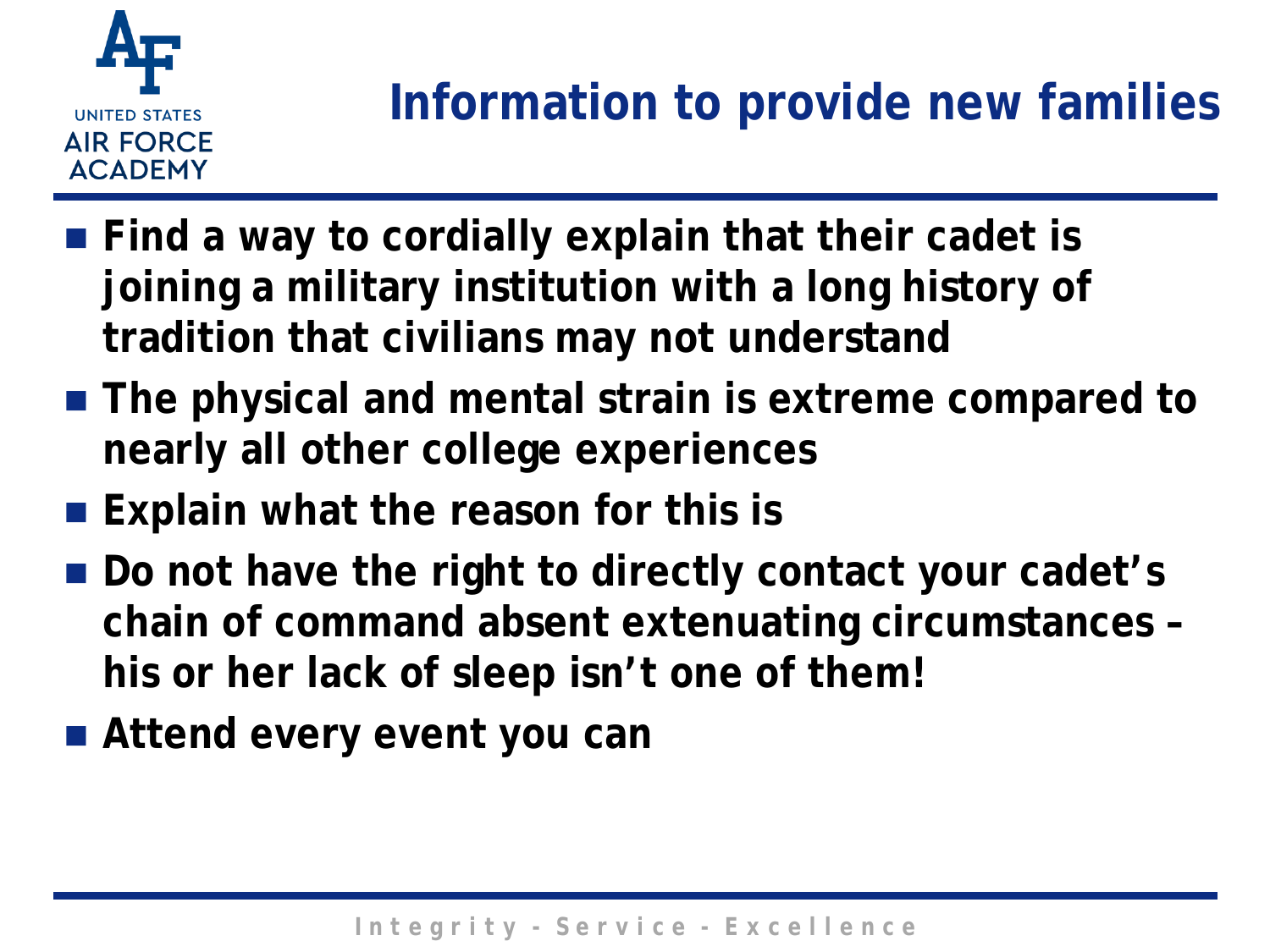# Information to provide new families

- Find a way to cordially explain that their cadet is joining a military institution with a long history of tradition that civilians may not understand
- The physical and mental strain is extreme compared to nearly all other college experiences
- Explain what the reason for this is
- Do not have the right to directly contact your cadet's chain of command absent extenuating circumstances – his or her lack of sleep isn't one of them!
- Attend every event you can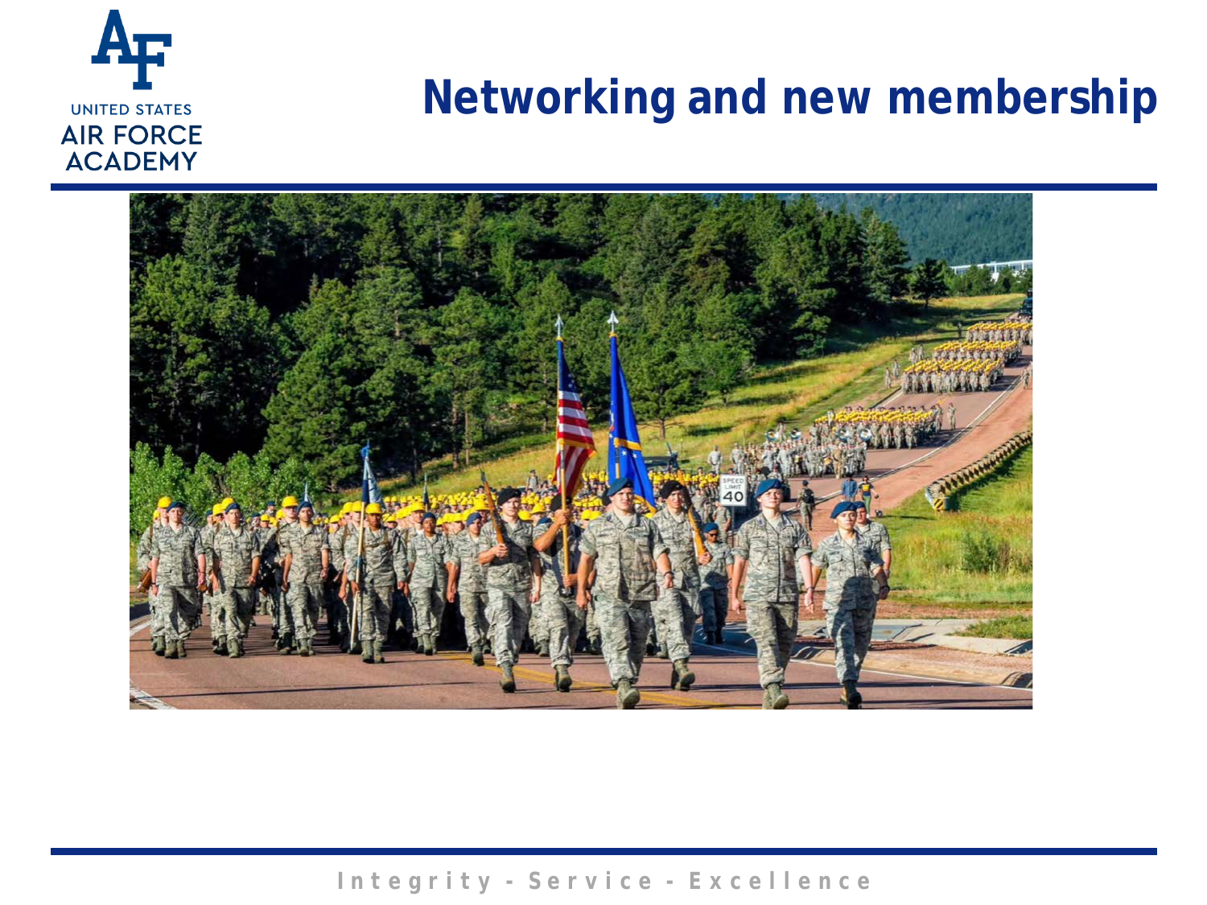# Networking and new membership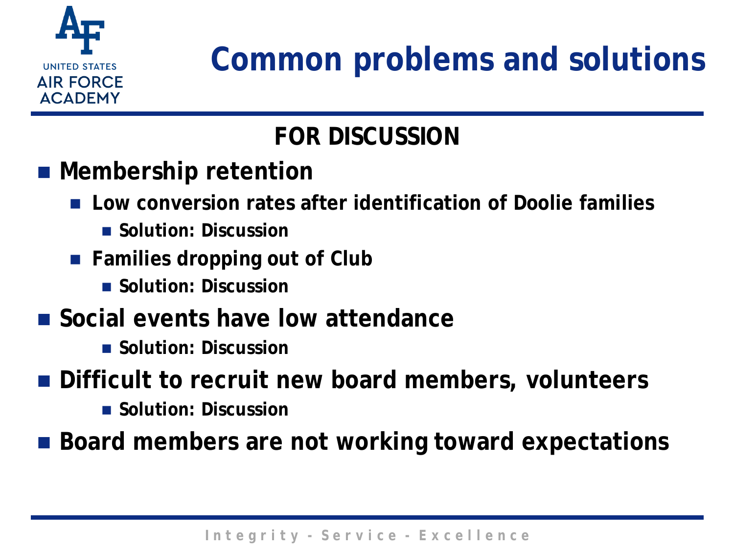# Common problems and solutions

**FOR DISCUSSION**

- **Membership retention**
  - **Low conversion rates after identification of Doolie families**
    - **Solution: Discussion**
  - **Families dropping out of Club**
    - **Solution: Discussion**
- **Social events have low attendance**
    - **Solution: Discussion**
- **Difficult to recruit new board members, volunteers**
    - **Solution: Discussion**
- **Board members are not working toward expectations**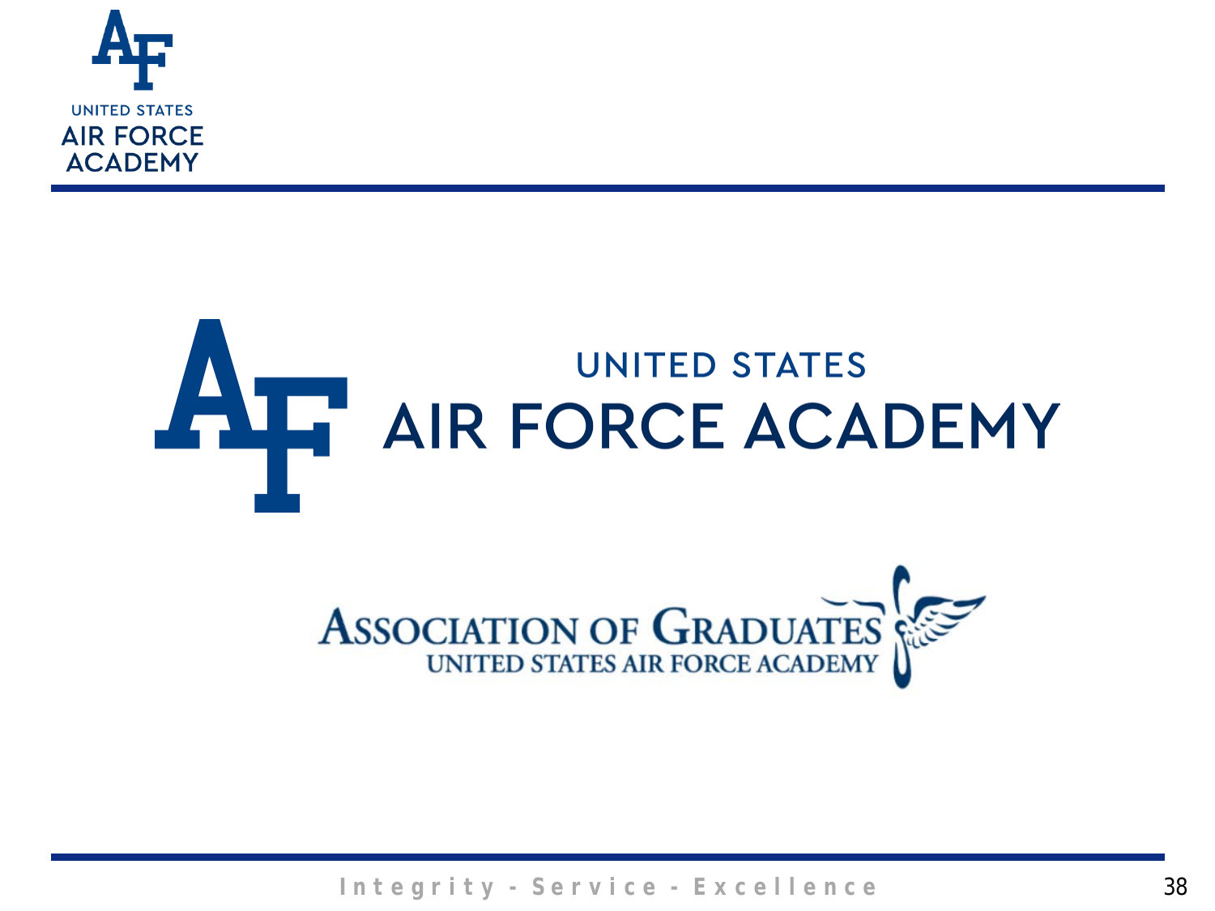UNITED STATES
AIR FORCE ACADEMY

ASSOCIATION OF GRADUATES
UNITED STATES AIR FORCE ACADEMY